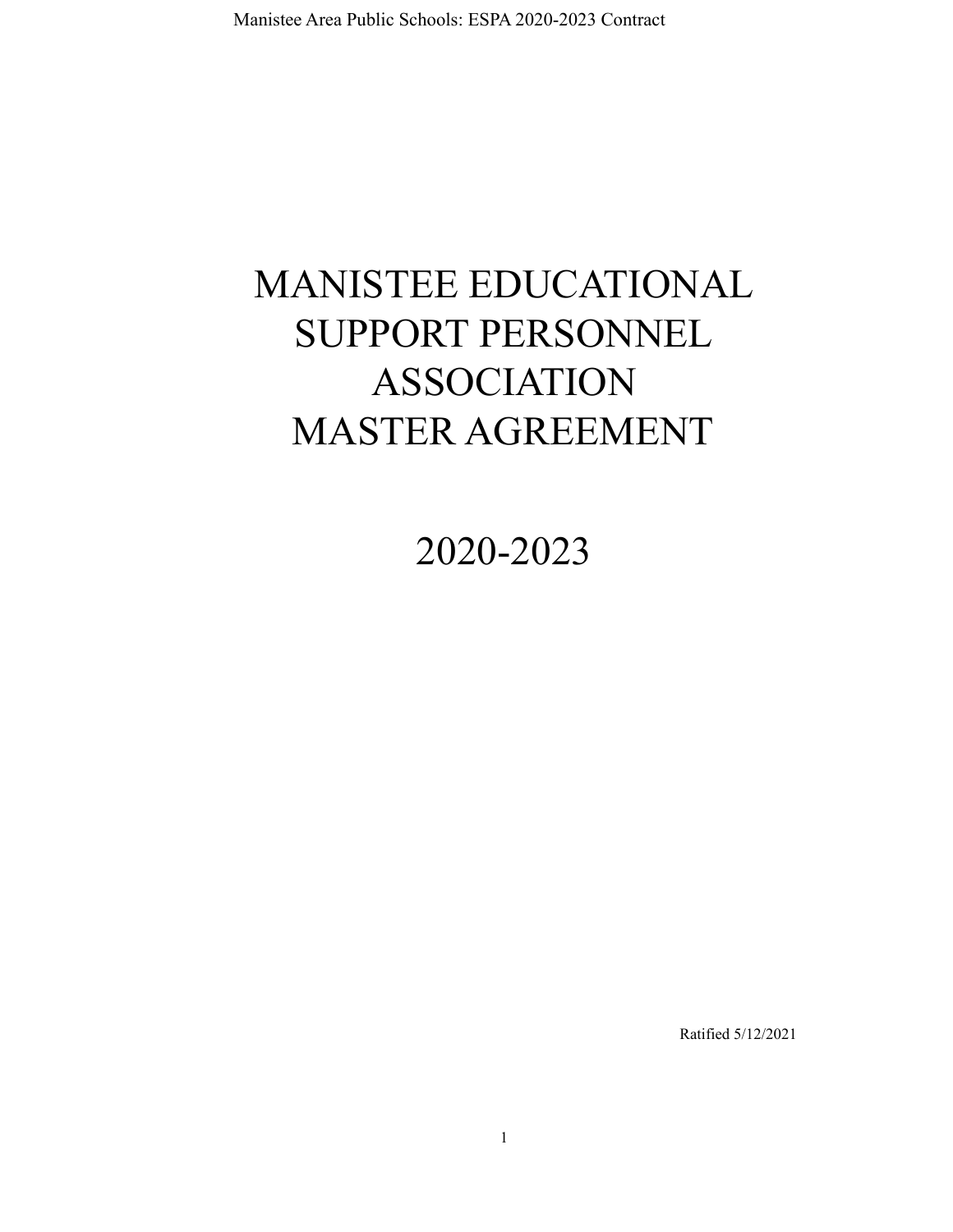# MANISTEE EDUCATIONAL SUPPORT PERSONNEL ASSOCIATION MASTER AGREEMENT

# 2020-2023

Ratified 5/12/2021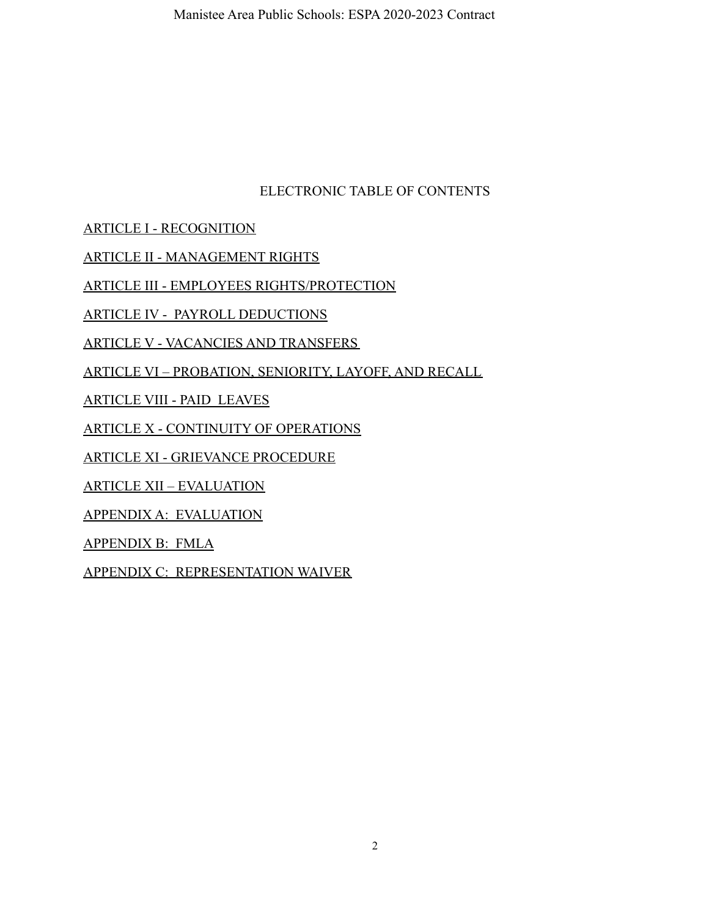# ELECTRONIC TABLE OF CONTENTS

ARTICLE I - RECOGNITION

ARTICLE II - MANAGEMENT RIGHTS

ARTICLE III - EMPLOYEES RIGHTS/PROTECTION

ARTICLE IV - PAYROLL DEDUCTIONS

ARTICLE V - VACANCIES AND TRANSFERS

ARTICLE VI – PROBATION, SENIORITY, LAYOFF, AND RECALL

ARTICLE VIII - PAID LEAVES

ARTICLE X - CONTINUITY OF OPERATIONS

ARTICLE XI - GRIEVANCE PROCEDURE

ARTICLE XII – EVALUATION

APPENDIX A: EVALUATION

APPENDIX B: FMLA

APPENDIX C: REPRESENTATION WAIVER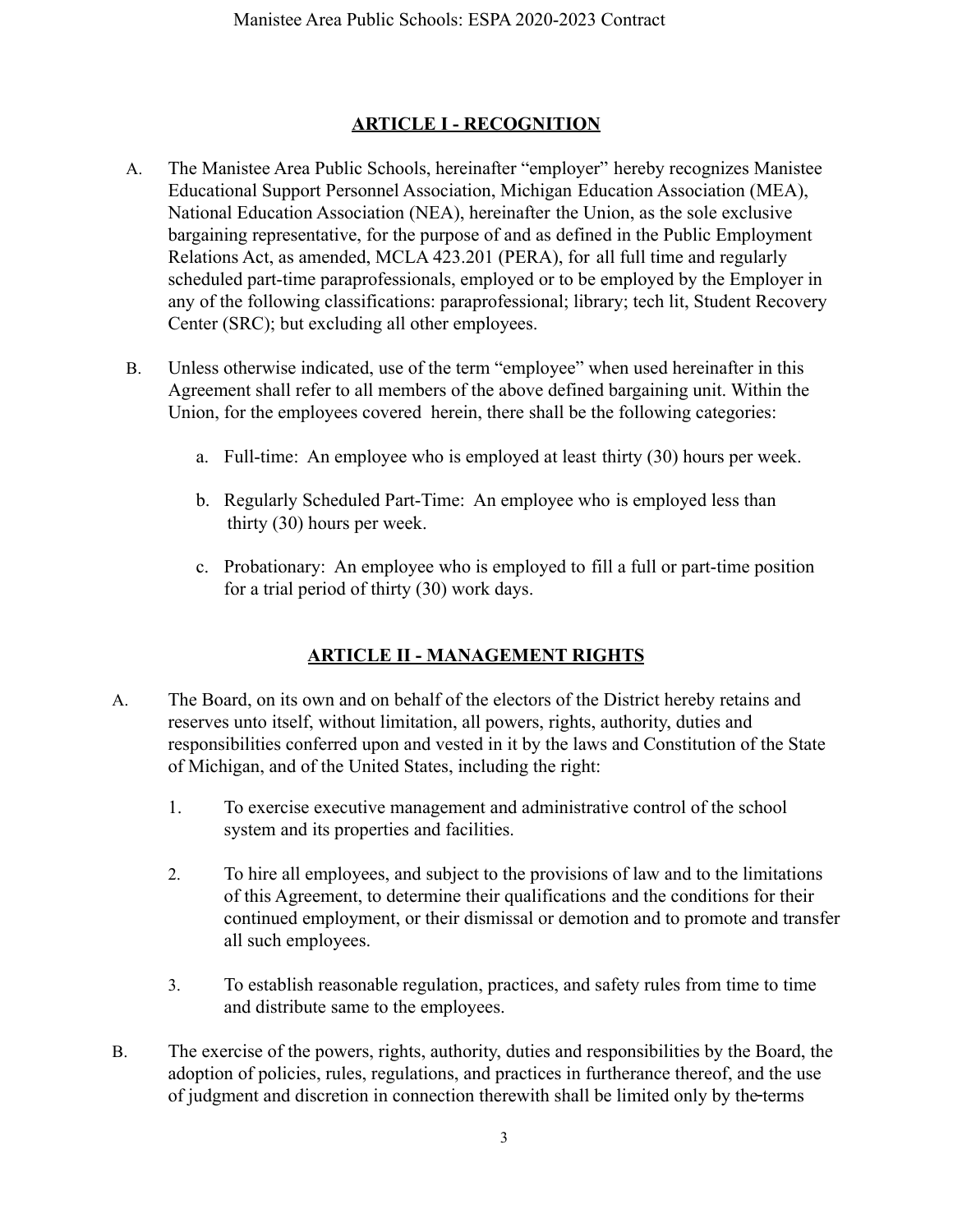## ARTICLE I - RECOGNITION

A. The Manistee Area Public Schools, hereinafter "employer" hereby recognizes Manistee Educational Support Personnel Association, Michigan Education Association (MEA), National Education Association (NEA), hereinafter the Union, as the sole exclusive bargaining representative, for the purpose of and as defined in the Public Employment Relations Act, as amended, MCLA 423.201 (PERA), for all full time and regularly scheduled part-time paraprofessionals, employed or to be employed by the Employer in any of the following classifications: paraprofessional; library; tech lit, Student Recovery Center (SRC); but excluding all other employees.

B. Unless otherwise indicated, use of the term "employee" when used hereinafter in this Agreement shall refer to all members of the above defined bargaining unit. Within the Union, for the employees covered herein, there shall be the following categories:

   a. Full-time: An employee who is employed at least thirty (30) hours per week.

   b. Regularly Scheduled Part-Time: An employee who is employed less than thirty (30) hours per week.

   c. Probationary: An employee who is employed to fill a full or part-time position for a trial period of thirty (30) work days.

## ARTICLE II - MANAGEMENT RIGHTS

A. The Board, on its own and on behalf of the electors of the District hereby retains and reserves unto itself, without limitation, all powers, rights, authority, duties and responsibilities conferred upon and vested in it by the laws and Constitution of the State of Michigan, and of the United States, including the right:

   1. To exercise executive management and administrative control of the school system and its properties and facilities.

   2. To hire all employees, and subject to the provisions of law and to the limitations of this Agreement, to determine their qualifications and the conditions for their continued employment, or their dismissal or demotion and to promote and transfer all such employees.

   3. To establish reasonable regulation, practices, and safety rules from time to time and distribute same to the employees.

B. The exercise of the powers, rights, authority, duties and responsibilities by the Board, the adoption of policies, rules, regulations, and practices in furtherance thereof, and the use of judgment and discretion in connection therewith shall be limited only by the terms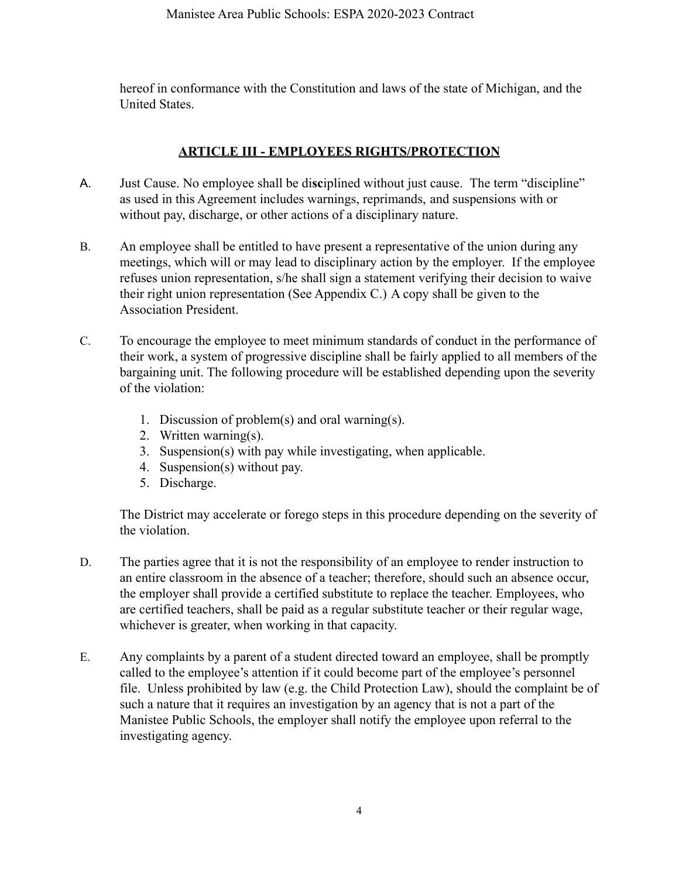hereof in conformance with the Constitution and laws of the state of Michigan, and the United States.

## ARTICLE III - EMPLOYEES RIGHTS/PROTECTION

A. Just Cause. No employee shall be di**sc**iplined without just cause. The term "discipline" as used in this Agreement includes warnings, reprimands, and suspensions with or without pay, discharge, or other actions of a disciplinary nature.

B. An employee shall be entitled to have present a representative of the union during any meetings, which will or may lead to disciplinary action by the employer. If the employee refuses union representation, s/he shall sign a statement verifying their decision to waive their right union representation (See Appendix C.) A copy shall be given to the Association President.

C. To encourage the employee to meet minimum standards of conduct in the performance of their work, a system of progressive discipline shall be fairly applied to all members of the bargaining unit. The following procedure will be established depending upon the severity of the violation:

1. Discussion of problem(s) and oral warning(s).
2. Written warning(s).
3. Suspension(s) with pay while investigating, when applicable.
4. Suspension(s) without pay.
5. Discharge.

The District may accelerate or forego steps in this procedure depending on the severity of the violation.

D. The parties agree that it is not the responsibility of an employee to render instruction to an entire classroom in the absence of a teacher; therefore, should such an absence occur, the employer shall provide a certified substitute to replace the teacher. Employees, who are certified teachers, shall be paid as a regular substitute teacher or their regular wage, whichever is greater, when working in that capacity.

E. Any complaints by a parent of a student directed toward an employee, shall be promptly called to the employee's attention if it could become part of the employee's personnel file. Unless prohibited by law (e.g. the Child Protection Law), should the complaint be of such a nature that it requires an investigation by an agency that is not a part of the Manistee Public Schools, the employer shall notify the employee upon referral to the investigating agency.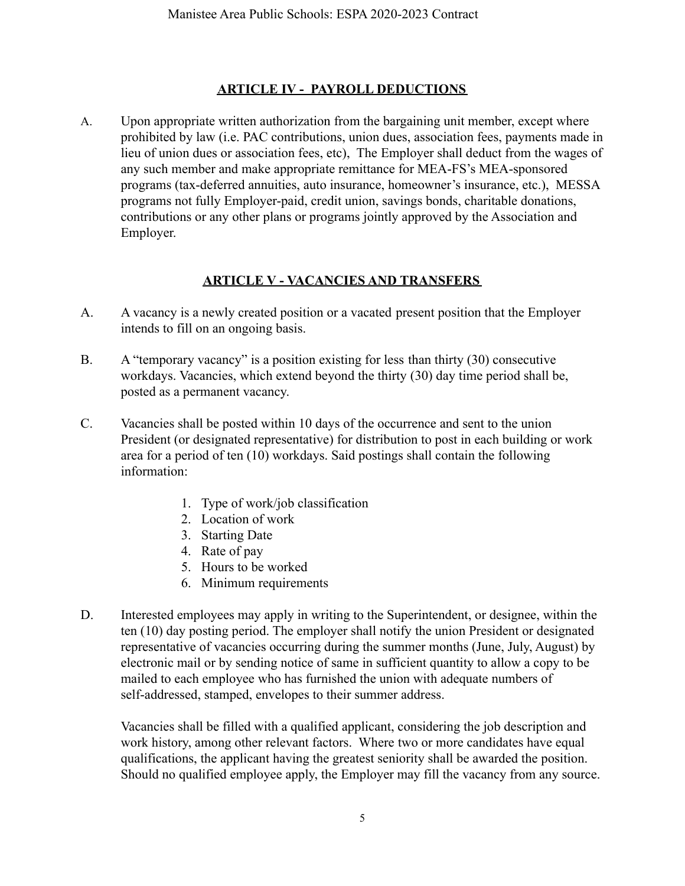## ARTICLE IV - PAYROLL DEDUCTIONS

A. Upon appropriate written authorization from the bargaining unit member, except where prohibited by law (i.e. PAC contributions, union dues, association fees, payments made in lieu of union dues or association fees, etc), The Employer shall deduct from the wages of any such member and make appropriate remittance for MEA-FS's MEA-sponsored programs (tax-deferred annuities, auto insurance, homeowner's insurance, etc.), MESSA programs not fully Employer-paid, credit union, savings bonds, charitable donations, contributions or any other plans or programs jointly approved by the Association and Employer.

## ARTICLE V - VACANCIES AND TRANSFERS

A. A vacancy is a newly created position or a vacated present position that the Employer intends to fill on an ongoing basis.

B. A "temporary vacancy" is a position existing for less than thirty (30) consecutive workdays. Vacancies, which extend beyond the thirty (30) day time period shall be, posted as a permanent vacancy.

C. Vacancies shall be posted within 10 days of the occurrence and sent to the union President (or designated representative) for distribution to post in each building or work area for a period of ten (10) workdays. Said postings shall contain the following information:

1. Type of work/job classification
2. Location of work
3. Starting Date
4. Rate of pay
5. Hours to be worked
6. Minimum requirements

D. Interested employees may apply in writing to the Superintendent, or designee, within the ten (10) day posting period. The employer shall notify the union President or designated representative of vacancies occurring during the summer months (June, July, August) by electronic mail or by sending notice of same in sufficient quantity to allow a copy to be mailed to each employee who has furnished the union with adequate numbers of self-addressed, stamped, envelopes to their summer address.

Vacancies shall be filled with a qualified applicant, considering the job description and work history, among other relevant factors. Where two or more candidates have equal qualifications, the applicant having the greatest seniority shall be awarded the position. Should no qualified employee apply, the Employer may fill the vacancy from any source.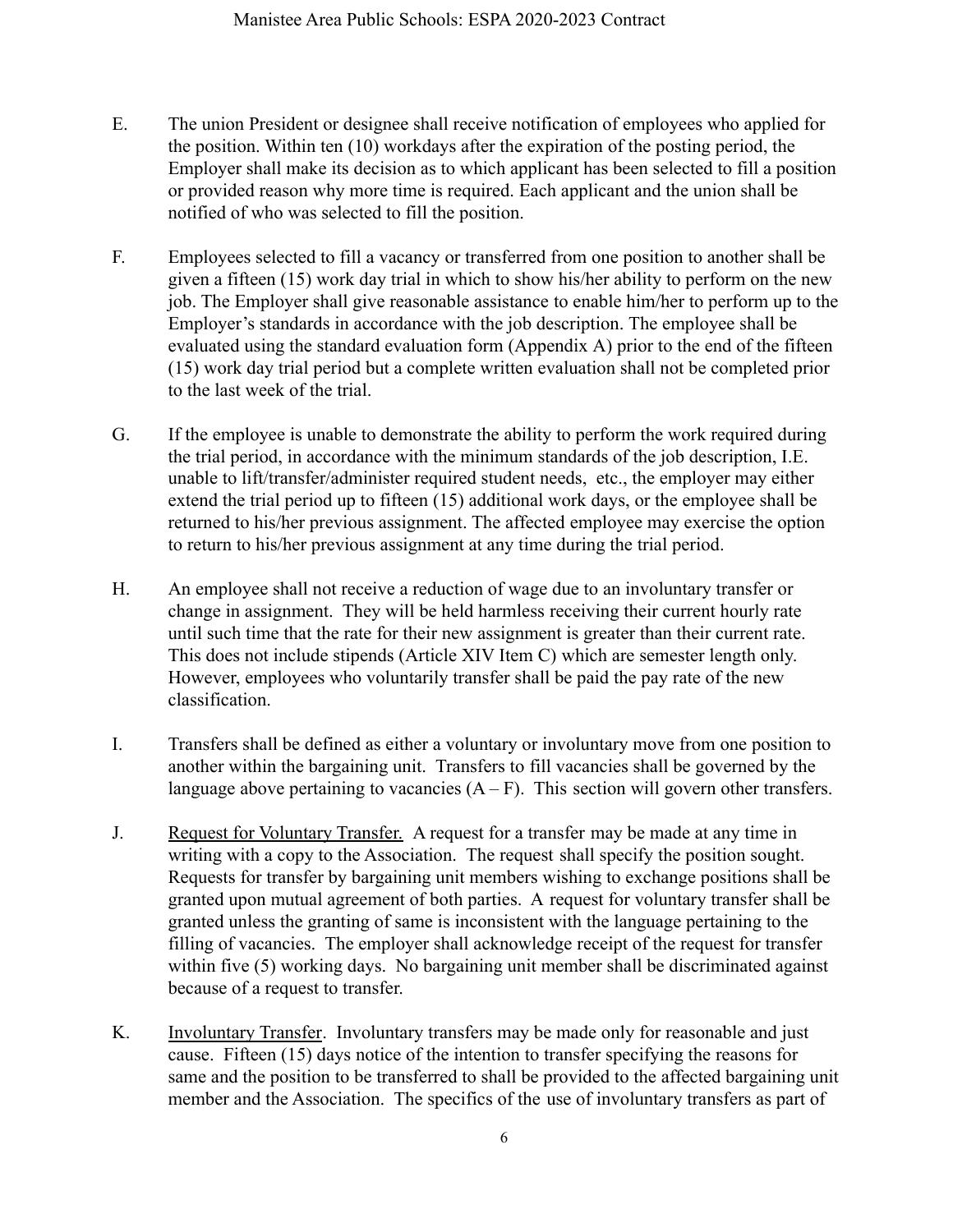E. The union President or designee shall receive notification of employees who applied for the position. Within ten (10) workdays after the expiration of the posting period, the Employer shall make its decision as to which applicant has been selected to fill a position or provided reason why more time is required. Each applicant and the union shall be notified of who was selected to fill the position.

F. Employees selected to fill a vacancy or transferred from one position to another shall be given a fifteen (15) work day trial in which to show his/her ability to perform on the new job. The Employer shall give reasonable assistance to enable him/her to perform up to the Employer's standards in accordance with the job description. The employee shall be evaluated using the standard evaluation form (Appendix A) prior to the end of the fifteen (15) work day trial period but a complete written evaluation shall not be completed prior to the last week of the trial.

G. If the employee is unable to demonstrate the ability to perform the work required during the trial period, in accordance with the minimum standards of the job description, I.E. unable to lift/transfer/administer required student needs, etc., the employer may either extend the trial period up to fifteen (15) additional work days, or the employee shall be returned to his/her previous assignment. The affected employee may exercise the option to return to his/her previous assignment at any time during the trial period.

H. An employee shall not receive a reduction of wage due to an involuntary transfer or change in assignment. They will be held harmless receiving their current hourly rate until such time that the rate for their new assignment is greater than their current rate. This does not include stipends (Article XIV Item C) which are semester length only. However, employees who voluntarily transfer shall be paid the pay rate of the new classification.

I. Transfers shall be defined as either a voluntary or involuntary move from one position to another within the bargaining unit. Transfers to fill vacancies shall be governed by the language above pertaining to vacancies (A – F). This section will govern other transfers.

J. Request for Voluntary Transfer. A request for a transfer may be made at any time in writing with a copy to the Association. The request shall specify the position sought. Requests for transfer by bargaining unit members wishing to exchange positions shall be granted upon mutual agreement of both parties. A request for voluntary transfer shall be granted unless the granting of same is inconsistent with the language pertaining to the filling of vacancies. The employer shall acknowledge receipt of the request for transfer within five (5) working days. No bargaining unit member shall be discriminated against because of a request to transfer.

K. Involuntary Transfer. Involuntary transfers may be made only for reasonable and just cause. Fifteen (15) days notice of the intention to transfer specifying the reasons for same and the position to be transferred to shall be provided to the affected bargaining unit member and the Association. The specifics of the use of involuntary transfers as part of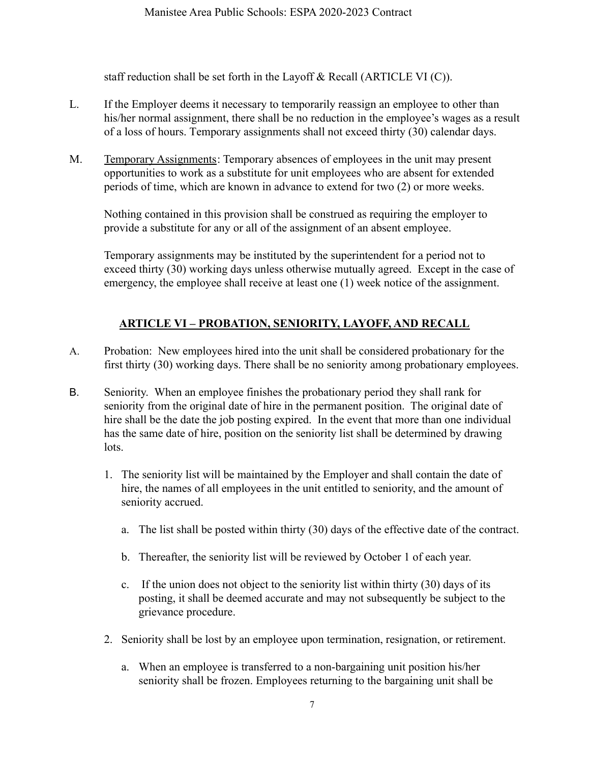staff reduction shall be set forth in the Layoff & Recall (ARTICLE VI (C)).

L. If the Employer deems it necessary to temporarily reassign an employee to other than his/her normal assignment, there shall be no reduction in the employee's wages as a result of a loss of hours. Temporary assignments shall not exceed thirty (30) calendar days.

M. <u>Temporary Assignments</u>: Temporary absences of employees in the unit may present opportunities to work as a substitute for unit employees who are absent for extended periods of time, which are known in advance to extend for two (2) or more weeks.

Nothing contained in this provision shall be construed as requiring the employer to provide a substitute for any or all of the assignment of an absent employee.

Temporary assignments may be instituted by the superintendent for a period not to exceed thirty (30) working days unless otherwise mutually agreed. Except in the case of emergency, the employee shall receive at least one (1) week notice of the assignment.

## ARTICLE VI – PROBATION, SENIORITY, LAYOFF, AND RECALL

A. Probation: New employees hired into the unit shall be considered probationary for the first thirty (30) working days. There shall be no seniority among probationary employees.

B. Seniority. When an employee finishes the probationary period they shall rank for seniority from the original date of hire in the permanent position. The original date of hire shall be the date the job posting expired. In the event that more than one individual has the same date of hire, position on the seniority list shall be determined by drawing lots.

1. The seniority list will be maintained by the Employer and shall contain the date of hire, the names of all employees in the unit entitled to seniority, and the amount of seniority accrued.
    a. The list shall be posted within thirty (30) days of the effective date of the contract.
    b. Thereafter, the seniority list will be reviewed by October 1 of each year.
    c. If the union does not object to the seniority list within thirty (30) days of its posting, it shall be deemed accurate and may not subsequently be subject to the grievance procedure.
2. Seniority shall be lost by an employee upon termination, resignation, or retirement.
    a. When an employee is transferred to a non-bargaining unit position his/her seniority shall be frozen. Employees returning to the bargaining unit shall be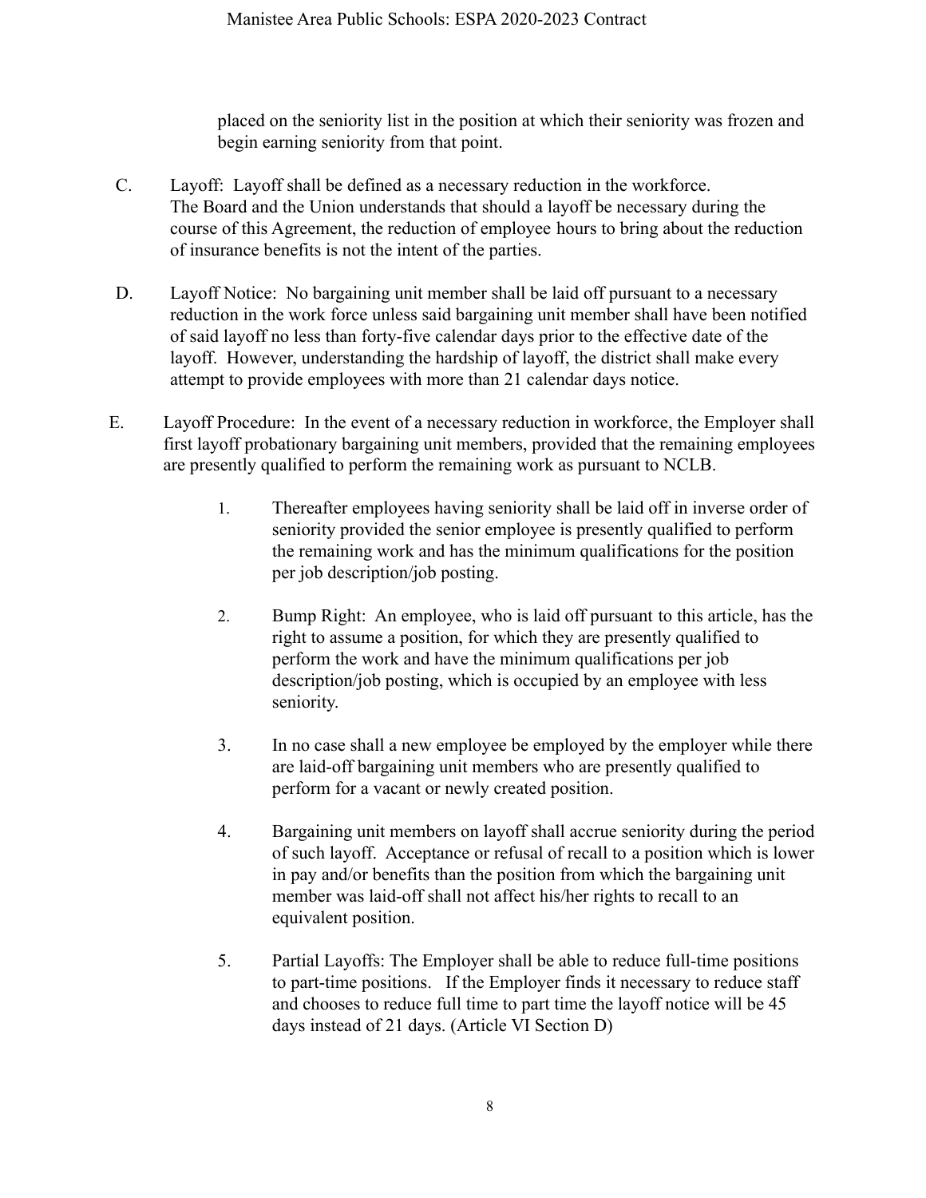placed on the seniority list in the position at which their seniority was frozen and begin earning seniority from that point.

C. Layoff: Layoff shall be defined as a necessary reduction in the workforce. The Board and the Union understands that should a layoff be necessary during the course of this Agreement, the reduction of employee hours to bring about the reduction of insurance benefits is not the intent of the parties.

D. Layoff Notice: No bargaining unit member shall be laid off pursuant to a necessary reduction in the work force unless said bargaining unit member shall have been notified of said layoff no less than forty-five calendar days prior to the effective date of the layoff. However, understanding the hardship of layoff, the district shall make every attempt to provide employees with more than 21 calendar days notice.

E. Layoff Procedure: In the event of a necessary reduction in workforce, the Employer shall first layoff probationary bargaining unit members, provided that the remaining employees are presently qualified to perform the remaining work as pursuant to NCLB.

1. Thereafter employees having seniority shall be laid off in inverse order of seniority provided the senior employee is presently qualified to perform the remaining work and has the minimum qualifications for the position per job description/job posting.

2. Bump Right: An employee, who is laid off pursuant to this article, has the right to assume a position, for which they are presently qualified to perform the work and have the minimum qualifications per job description/job posting, which is occupied by an employee with less seniority.

3. In no case shall a new employee be employed by the employer while there are laid-off bargaining unit members who are presently qualified to perform for a vacant or newly created position.

4. Bargaining unit members on layoff shall accrue seniority during the period of such layoff. Acceptance or refusal of recall to a position which is lower in pay and/or benefits than the position from which the bargaining unit member was laid-off shall not affect his/her rights to recall to an equivalent position.

5. Partial Layoffs: The Employer shall be able to reduce full-time positions to part-time positions. If the Employer finds it necessary to reduce staff and chooses to reduce full time to part time the layoff notice will be 45 days instead of 21 days. (Article VI Section D)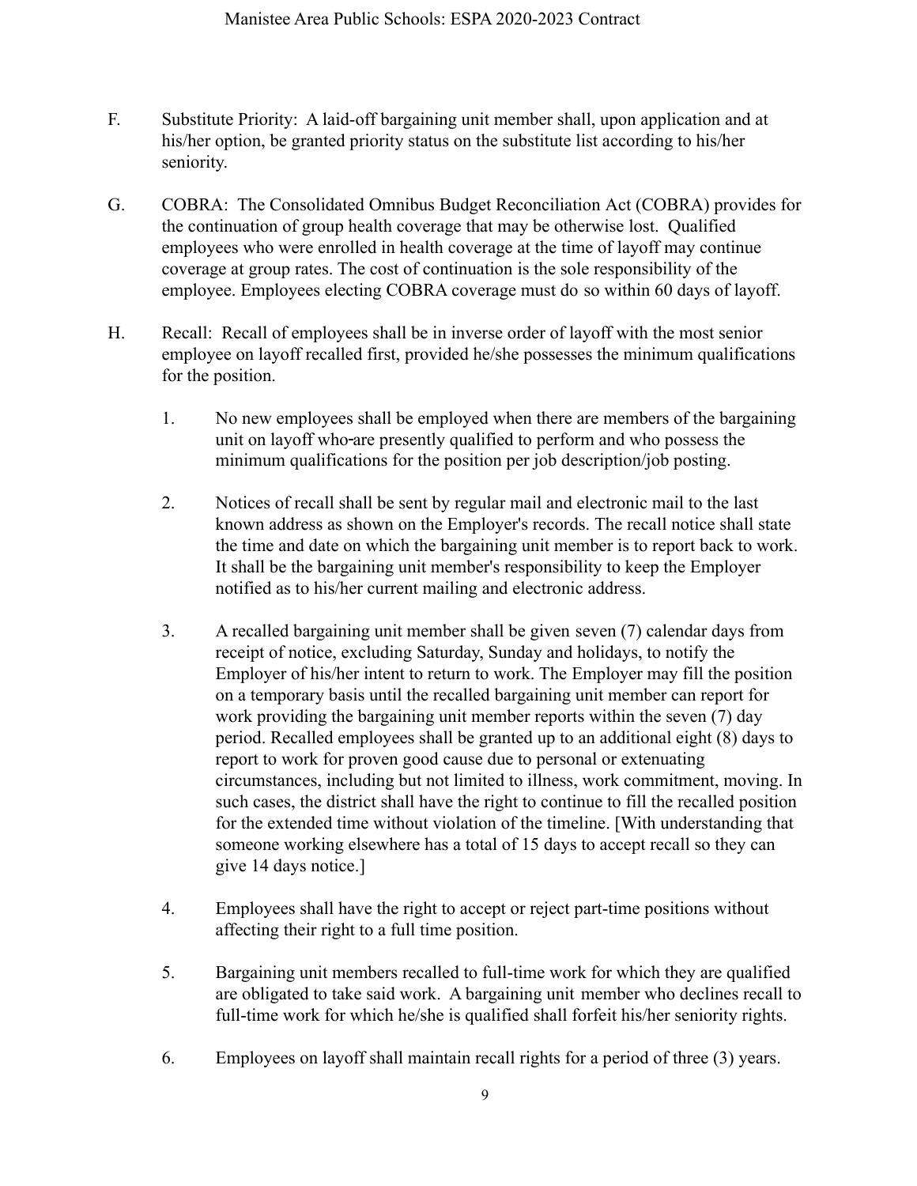F. Substitute Priority: A laid-off bargaining unit member shall, upon application and at his/her option, be granted priority status on the substitute list according to his/her seniority.

G. COBRA: The Consolidated Omnibus Budget Reconciliation Act (COBRA) provides for the continuation of group health coverage that may be otherwise lost. Qualified employees who were enrolled in health coverage at the time of layoff may continue coverage at group rates. The cost of continuation is the sole responsibility of the employee. Employees electing COBRA coverage must do so within 60 days of layoff.

H. Recall: Recall of employees shall be in inverse order of layoff with the most senior employee on layoff recalled first, provided he/she possesses the minimum qualifications for the position.

1. No new employees shall be employed when there are members of the bargaining unit on layoff who-are presently qualified to perform and who possess the minimum qualifications for the position per job description/job posting.

2. Notices of recall shall be sent by regular mail and electronic mail to the last known address as shown on the Employer's records. The recall notice shall state the time and date on which the bargaining unit member is to report back to work. It shall be the bargaining unit member's responsibility to keep the Employer notified as to his/her current mailing and electronic address.

3. A recalled bargaining unit member shall be given seven (7) calendar days from receipt of notice, excluding Saturday, Sunday and holidays, to notify the Employer of his/her intent to return to work. The Employer may fill the position on a temporary basis until the recalled bargaining unit member can report for work providing the bargaining unit member reports within the seven (7) day period. Recalled employees shall be granted up to an additional eight (8) days to report to work for proven good cause due to personal or extenuating circumstances, including but not limited to illness, work commitment, moving. In such cases, the district shall have the right to continue to fill the recalled position for the extended time without violation of the timeline. [With understanding that someone working elsewhere has a total of 15 days to accept recall so they can give 14 days notice.]

4. Employees shall have the right to accept or reject part-time positions without affecting their right to a full time position.

5. Bargaining unit members recalled to full-time work for which they are qualified are obligated to take said work. A bargaining unit member who declines recall to full-time work for which he/she is qualified shall forfeit his/her seniority rights.

6. Employees on layoff shall maintain recall rights for a period of three (3) years.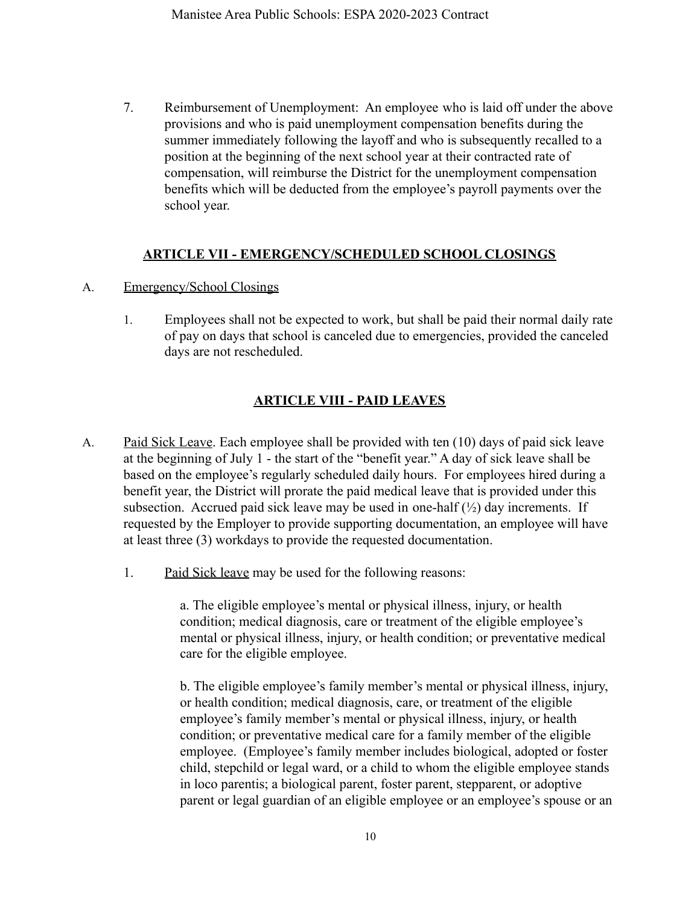7. Reimbursement of Unemployment: An employee who is laid off under the above provisions and who is paid unemployment compensation benefits during the summer immediately following the layoff and who is subsequently recalled to a position at the beginning of the next school year at their contracted rate of compensation, will reimburse the District for the unemployment compensation benefits which will be deducted from the employee's payroll payments over the school year.

## ARTICLE VII - EMERGENCY/SCHEDULED SCHOOL CLOSINGS

A. Emergency/School Closings

1. Employees shall not be expected to work, but shall be paid their normal daily rate of pay on days that school is canceled due to emergencies, provided the canceled days are not rescheduled.

## ARTICLE VIII - PAID LEAVES

A. Paid Sick Leave. Each employee shall be provided with ten (10) days of paid sick leave at the beginning of July 1 - the start of the "benefit year." A day of sick leave shall be based on the employee's regularly scheduled daily hours. For employees hired during a benefit year, the District will prorate the paid medical leave that is provided under this subsection. Accrued paid sick leave may be used in one-half (½) day increments. If requested by the Employer to provide supporting documentation, an employee will have at least three (3) workdays to provide the requested documentation.

1. Paid Sick leave may be used for the following reasons:

   a. The eligible employee's mental or physical illness, injury, or health condition; medical diagnosis, care or treatment of the eligible employee's mental or physical illness, injury, or health condition; or preventative medical care for the eligible employee.

   b. The eligible employee's family member's mental or physical illness, injury, or health condition; medical diagnosis, care, or treatment of the eligible employee's family member's mental or physical illness, injury, or health condition; or preventative medical care for a family member of the eligible employee. (Employee's family member includes biological, adopted or foster child, stepchild or legal ward, or a child to whom the eligible employee stands in loco parentis; a biological parent, foster parent, stepparent, or adoptive parent or legal guardian of an eligible employee or an employee's spouse or an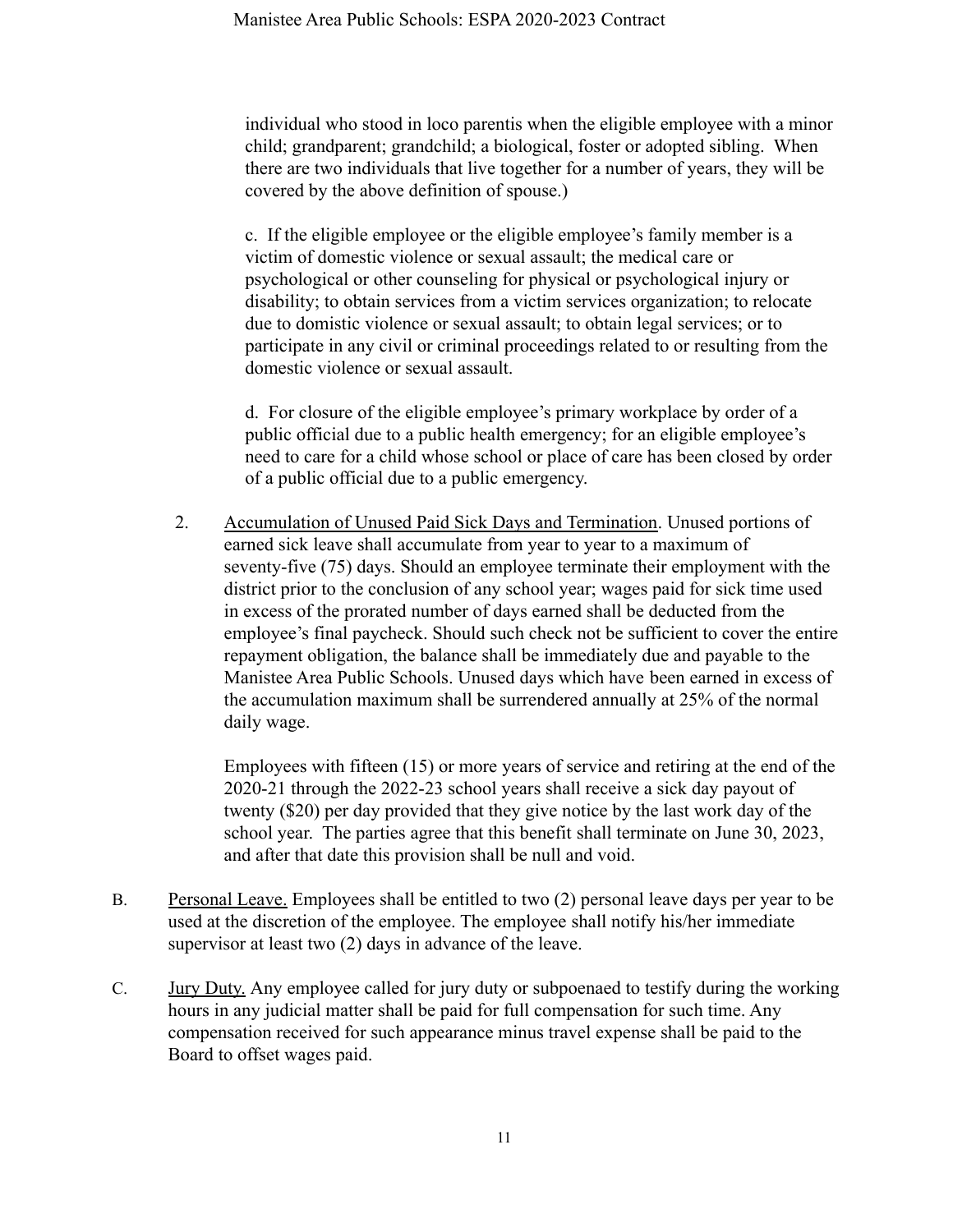individual who stood in loco parentis when the eligible employee with a minor child; grandparent; grandchild; a biological, foster or adopted sibling. When there are two individuals that live together for a number of years, they will be covered by the above definition of spouse.)

c. If the eligible employee or the eligible employee's family member is a victim of domestic violence or sexual assault; the medical care or psychological or other counseling for physical or psychological injury or disability; to obtain services from a victim services organization; to relocate due to domistic violence or sexual assault; to obtain legal services; or to participate in any civil or criminal proceedings related to or resulting from the domestic violence or sexual assault.

d. For closure of the eligible employee's primary workplace by order of a public official due to a public health emergency; for an eligible employee's need to care for a child whose school or place of care has been closed by order of a public official due to a public emergency.

2. <u>Accumulation of Unused Paid Sick Days and Termination</u>. Unused portions of earned sick leave shall accumulate from year to year to a maximum of seventy-five (75) days. Should an employee terminate their employment with the district prior to the conclusion of any school year; wages paid for sick time used in excess of the prorated number of days earned shall be deducted from the employee's final paycheck. Should such check not be sufficient to cover the entire repayment obligation, the balance shall be immediately due and payable to the Manistee Area Public Schools. Unused days which have been earned in excess of the accumulation maximum shall be surrendered annually at 25% of the normal daily wage.

   Employees with fifteen (15) or more years of service and retiring at the end of the 2020-21 through the 2022-23 school years shall receive a sick day payout of twenty ($20) per day provided that they give notice by the last work day of the school year. The parties agree that this benefit shall terminate on June 30, 2023, and after that date this provision shall be null and void.

B. <u>Personal Leave.</u> Employees shall be entitled to two (2) personal leave days per year to be used at the discretion of the employee. The employee shall notify his/her immediate supervisor at least two (2) days in advance of the leave.

C. <u>Jury Duty.</u> Any employee called for jury duty or subpoenaed to testify during the working hours in any judicial matter shall be paid for full compensation for such time. Any compensation received for such appearance minus travel expense shall be paid to the Board to offset wages paid.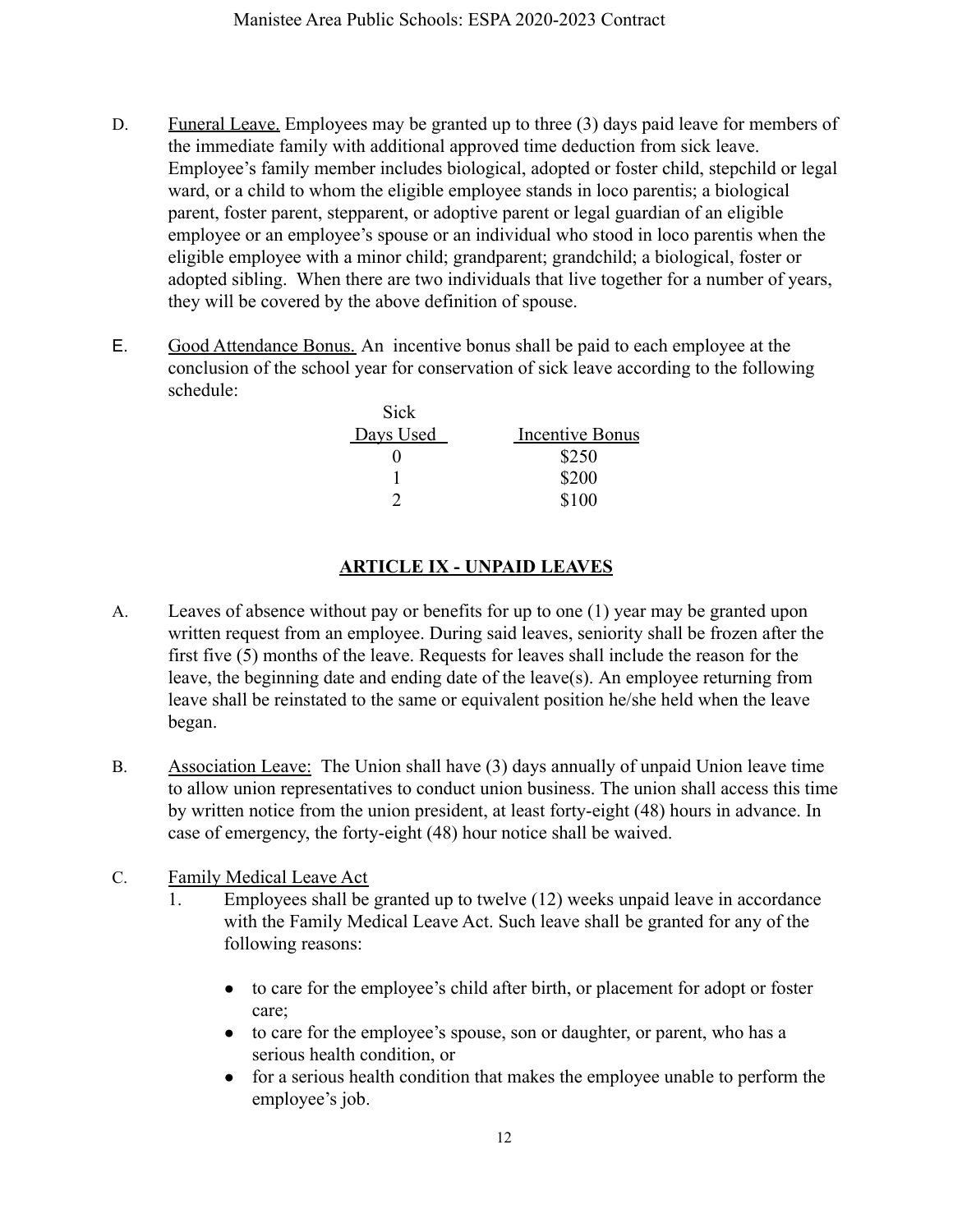D. Funeral Leave. Employees may be granted up to three (3) days paid leave for members of the immediate family with additional approved time deduction from sick leave. Employee's family member includes biological, adopted or foster child, stepchild or legal ward, or a child to whom the eligible employee stands in loco parentis; a biological parent, foster parent, stepparent, or adoptive parent or legal guardian of an eligible employee or an employee's spouse or an individual who stood in loco parentis when the eligible employee with a minor child; grandparent; grandchild; a biological, foster or adopted sibling. When there are two individuals that live together for a number of years, they will be covered by the above definition of spouse.

E. Good Attendance Bonus. An incentive bonus shall be paid to each employee at the conclusion of the school year for conservation of sick leave according to the following schedule:

| Sick Days Used | Incentive Bonus |
|---|---|
| 0 | $250 |
| 1 | $200 |
| 2 | $100 |

## ARTICLE IX - UNPAID LEAVES

A. Leaves of absence without pay or benefits for up to one (1) year may be granted upon written request from an employee. During said leaves, seniority shall be frozen after the first five (5) months of the leave. Requests for leaves shall include the reason for the leave, the beginning date and ending date of the leave(s). An employee returning from leave shall be reinstated to the same or equivalent position he/she held when the leave began.

B. Association Leave: The Union shall have (3) days annually of unpaid Union leave time to allow union representatives to conduct union business. The union shall access this time by written notice from the union president, at least forty-eight (48) hours in advance. In case of emergency, the forty-eight (48) hour notice shall be waived.

C. Family Medical Leave Act

1. Employees shall be granted up to twelve (12) weeks unpaid leave in accordance with the Family Medical Leave Act. Such leave shall be granted for any of the following reasons:

   - to care for the employee's child after birth, or placement for adopt or foster care;
   - to care for the employee's spouse, son or daughter, or parent, who has a serious health condition, or
   - for a serious health condition that makes the employee unable to perform the employee's job.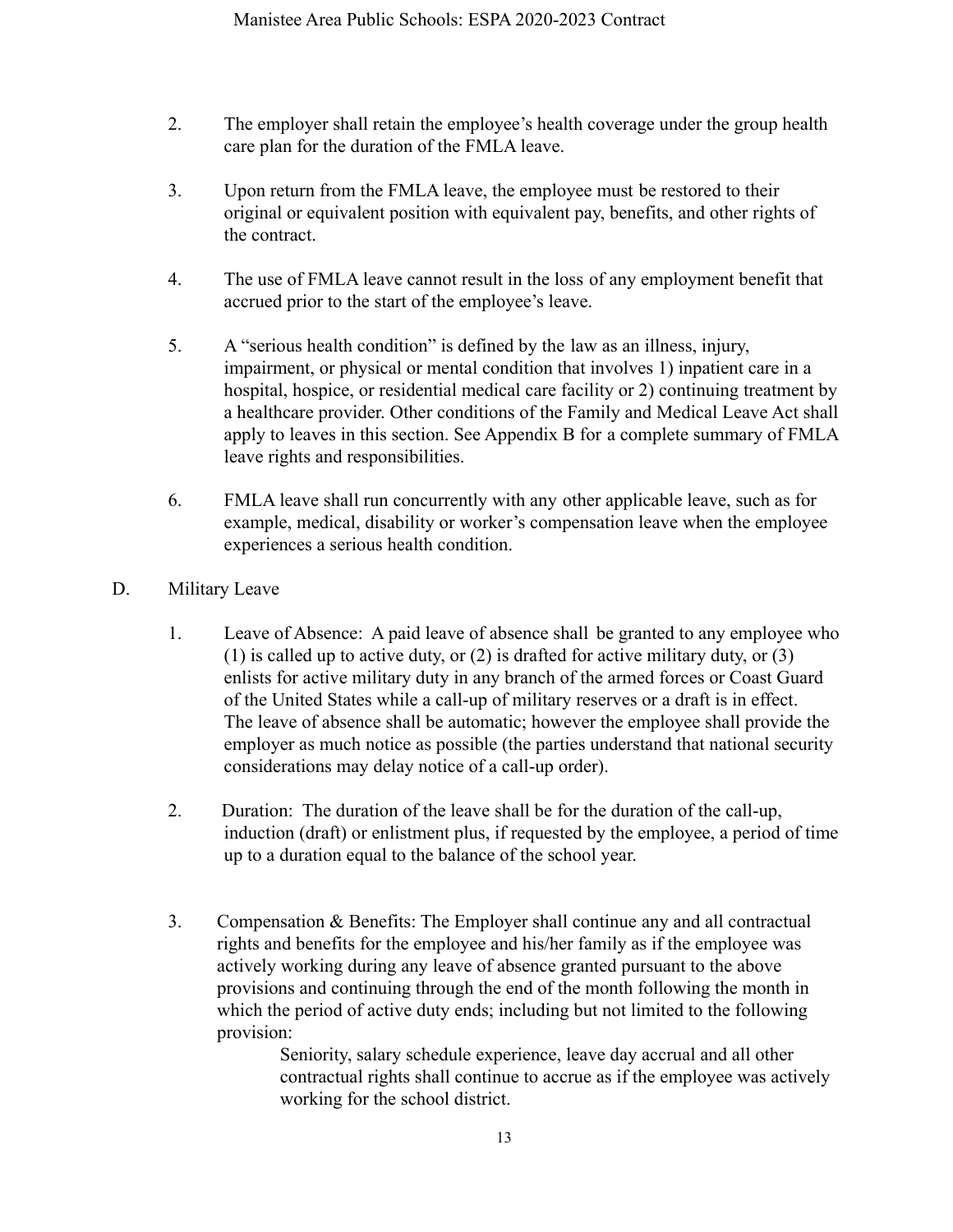2. The employer shall retain the employee's health coverage under the group health care plan for the duration of the FMLA leave.

3. Upon return from the FMLA leave, the employee must be restored to their original or equivalent position with equivalent pay, benefits, and other rights of the contract.

4. The use of FMLA leave cannot result in the loss of any employment benefit that accrued prior to the start of the employee's leave.

5. A "serious health condition" is defined by the law as an illness, injury, impairment, or physical or mental condition that involves 1) inpatient care in a hospital, hospice, or residential medical care facility or 2) continuing treatment by a healthcare provider. Other conditions of the Family and Medical Leave Act shall apply to leaves in this section. See Appendix B for a complete summary of FMLA leave rights and responsibilities.

6. FMLA leave shall run concurrently with any other applicable leave, such as for example, medical, disability or worker's compensation leave when the employee experiences a serious health condition.

D. Military Leave

1. Leave of Absence: A paid leave of absence shall be granted to any employee who (1) is called up to active duty, or (2) is drafted for active military duty, or (3) enlists for active military duty in any branch of the armed forces or Coast Guard of the United States while a call-up of military reserves or a draft is in effect. The leave of absence shall be automatic; however the employee shall provide the employer as much notice as possible (the parties understand that national security considerations may delay notice of a call-up order).

2. Duration: The duration of the leave shall be for the duration of the call-up, induction (draft) or enlistment plus, if requested by the employee, a period of time up to a duration equal to the balance of the school year.

3. Compensation & Benefits: The Employer shall continue any and all contractual rights and benefits for the employee and his/her family as if the employee was actively working during any leave of absence granted pursuant to the above provisions and continuing through the end of the month following the month in which the period of active duty ends; including but not limited to the following provision:

   Seniority, salary schedule experience, leave day accrual and all other contractual rights shall continue to accrue as if the employee was actively working for the school district.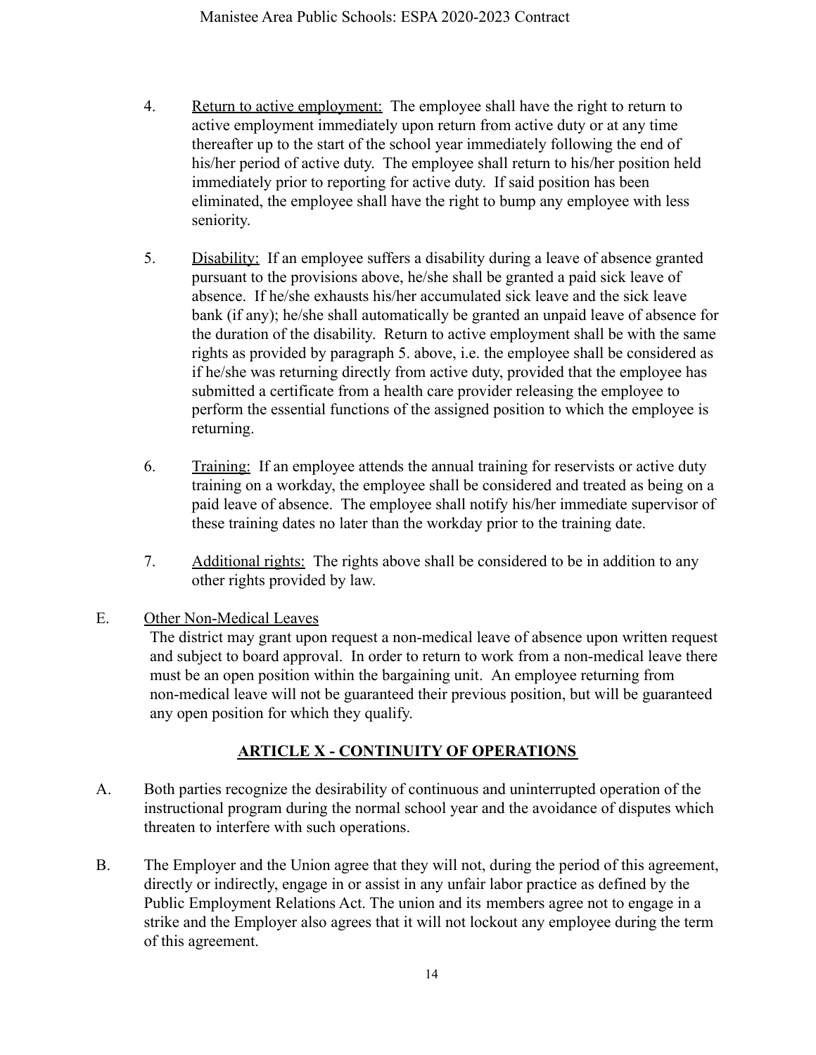4. Return to active employment: The employee shall have the right to return to active employment immediately upon return from active duty or at any time thereafter up to the start of the school year immediately following the end of his/her period of active duty. The employee shall return to his/her position held immediately prior to reporting for active duty. If said position has been eliminated, the employee shall have the right to bump any employee with less seniority.

5. Disability: If an employee suffers a disability during a leave of absence granted pursuant to the provisions above, he/she shall be granted a paid sick leave of absence. If he/she exhausts his/her accumulated sick leave and the sick leave bank (if any); he/she shall automatically be granted an unpaid leave of absence for the duration of the disability. Return to active employment shall be with the same rights as provided by paragraph 5. above, i.e. the employee shall be considered as if he/she was returning directly from active duty, provided that the employee has submitted a certificate from a health care provider releasing the employee to perform the essential functions of the assigned position to which the employee is returning.

6. Training: If an employee attends the annual training for reservists or active duty training on a workday, the employee shall be considered and treated as being on a paid leave of absence. The employee shall notify his/her immediate supervisor of these training dates no later than the workday prior to the training date.

7. Additional rights: The rights above shall be considered to be in addition to any other rights provided by law.

E. Other Non-Medical Leaves

The district may grant upon request a non-medical leave of absence upon written request and subject to board approval. In order to return to work from a non-medical leave there must be an open position within the bargaining unit. An employee returning from non-medical leave will not be guaranteed their previous position, but will be guaranteed any open position for which they qualify.

## ARTICLE X - CONTINUITY OF OPERATIONS

A. Both parties recognize the desirability of continuous and uninterrupted operation of the instructional program during the normal school year and the avoidance of disputes which threaten to interfere with such operations.

B. The Employer and the Union agree that they will not, during the period of this agreement, directly or indirectly, engage in or assist in any unfair labor practice as defined by the Public Employment Relations Act. The union and its members agree not to engage in a strike and the Employer also agrees that it will not lockout any employee during the term of this agreement.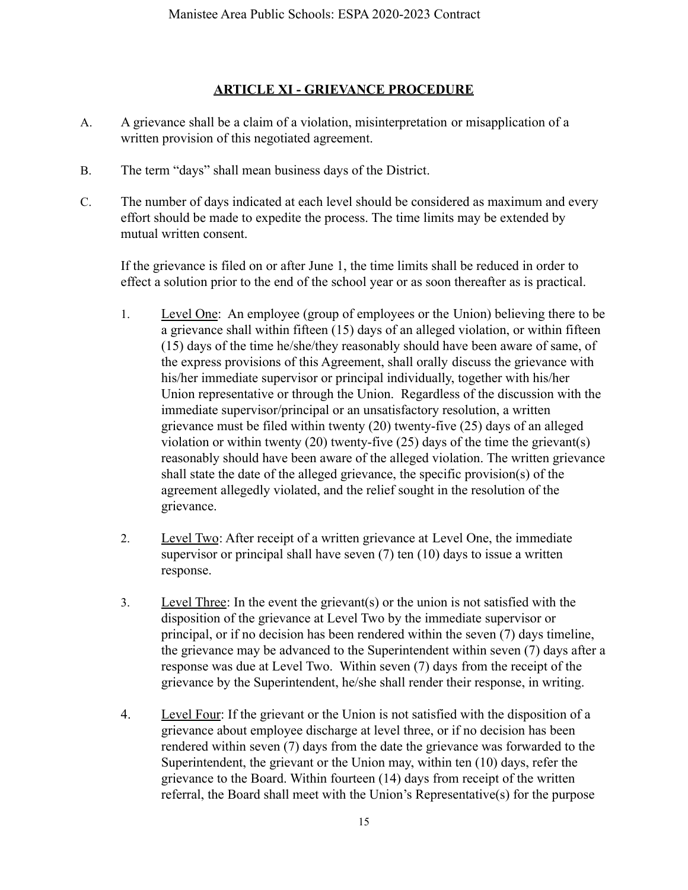## ARTICLE XI - GRIEVANCE PROCEDURE

A. A grievance shall be a claim of a violation, misinterpretation or misapplication of a written provision of this negotiated agreement.

B. The term "days" shall mean business days of the District.

C. The number of days indicated at each level should be considered as maximum and every effort should be made to expedite the process. The time limits may be extended by mutual written consent.

   If the grievance is filed on or after June 1, the time limits shall be reduced in order to effect a solution prior to the end of the school year or as soon thereafter as is practical.

   1. Level One: An employee (group of employees or the Union) believing there to be a grievance shall within fifteen (15) days of an alleged violation, or within fifteen (15) days of the time he/she/they reasonably should have been aware of same, of the express provisions of this Agreement, shall orally discuss the grievance with his/her immediate supervisor or principal individually, together with his/her Union representative or through the Union. Regardless of the discussion with the immediate supervisor/principal or an unsatisfactory resolution, a written grievance must be filed within twenty (20) twenty-five (25) days of an alleged violation or within twenty (20) twenty-five (25) days of the time the grievant(s) reasonably should have been aware of the alleged violation. The written grievance shall state the date of the alleged grievance, the specific provision(s) of the agreement allegedly violated, and the relief sought in the resolution of the grievance.

   2. Level Two: After receipt of a written grievance at Level One, the immediate supervisor or principal shall have seven (7) ten (10) days to issue a written response.

   3. Level Three: In the event the grievant(s) or the union is not satisfied with the disposition of the grievance at Level Two by the immediate supervisor or principal, or if no decision has been rendered within the seven (7) days timeline, the grievance may be advanced to the Superintendent within seven (7) days after a response was due at Level Two. Within seven (7) days from the receipt of the grievance by the Superintendent, he/she shall render their response, in writing.

   4. Level Four: If the grievant or the Union is not satisfied with the disposition of a grievance about employee discharge at level three, or if no decision has been rendered within seven (7) days from the date the grievance was forwarded to the Superintendent, the grievant or the Union may, within ten (10) days, refer the grievance to the Board. Within fourteen (14) days from receipt of the written referral, the Board shall meet with the Union's Representative(s) for the purpose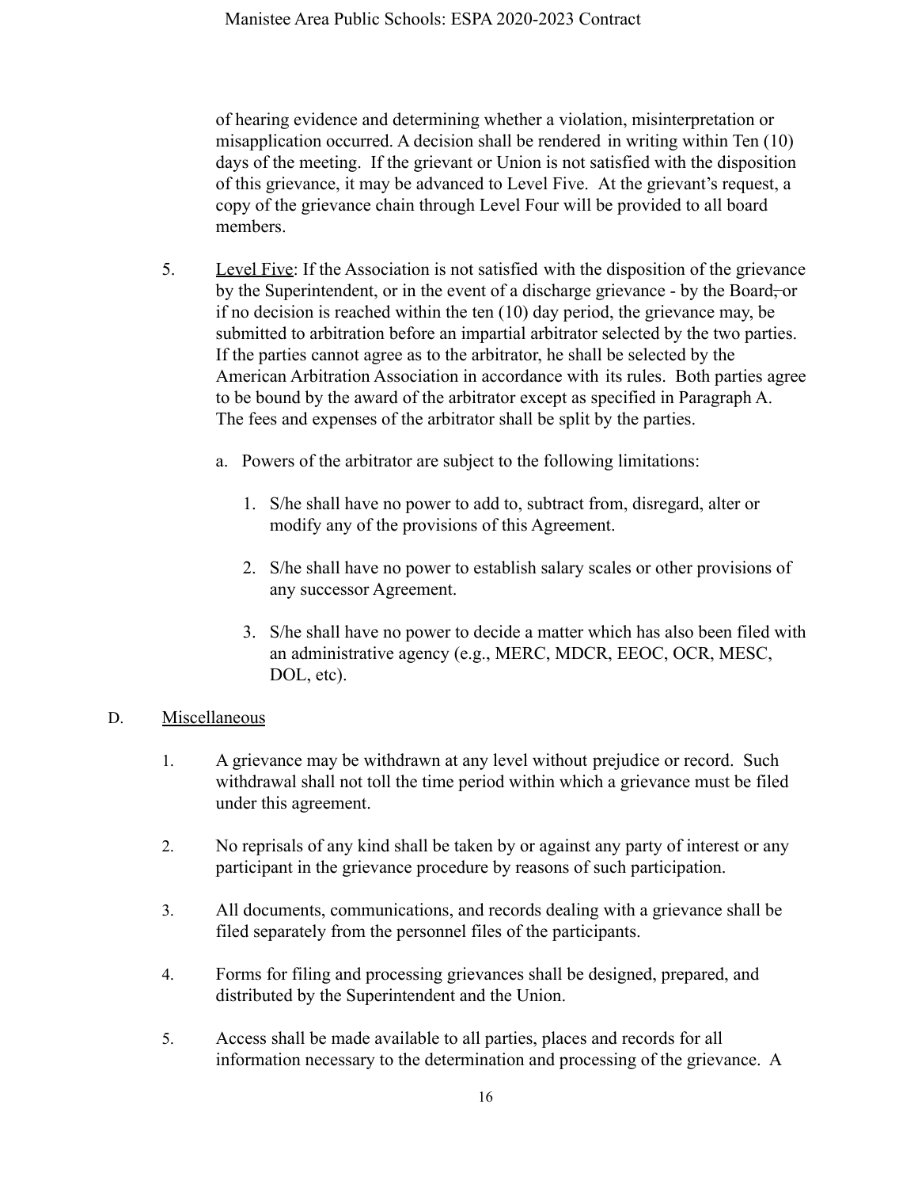of hearing evidence and determining whether a violation, misinterpretation or misapplication occurred. A decision shall be rendered in writing within Ten (10) days of the meeting. If the grievant or Union is not satisfied with the disposition of this grievance, it may be advanced to Level Five. At the grievant's request, a copy of the grievance chain through Level Four will be provided to all board members.

5. Level Five: If the Association is not satisfied with the disposition of the grievance by the Superintendent, or in the event of a discharge grievance - by the Board, or if no decision is reached within the ten (10) day period, the grievance may, be submitted to arbitration before an impartial arbitrator selected by the two parties. If the parties cannot agree as to the arbitrator, he shall be selected by the American Arbitration Association in accordance with its rules. Both parties agree to be bound by the award of the arbitrator except as specified in Paragraph A. The fees and expenses of the arbitrator shall be split by the parties.

   a. Powers of the arbitrator are subject to the following limitations:

      1. S/he shall have no power to add to, subtract from, disregard, alter or modify any of the provisions of this Agreement.

      2. S/he shall have no power to establish salary scales or other provisions of any successor Agreement.

      3. S/he shall have no power to decide a matter which has also been filed with an administrative agency (e.g., MERC, MDCR, EEOC, OCR, MESC, DOL, etc).

D. Miscellaneous

1. A grievance may be withdrawn at any level without prejudice or record. Such withdrawal shall not toll the time period within which a grievance must be filed under this agreement.

2. No reprisals of any kind shall be taken by or against any party of interest or any participant in the grievance procedure by reasons of such participation.

3. All documents, communications, and records dealing with a grievance shall be filed separately from the personnel files of the participants.

4. Forms for filing and processing grievances shall be designed, prepared, and distributed by the Superintendent and the Union.

5. Access shall be made available to all parties, places and records for all information necessary to the determination and processing of the grievance. A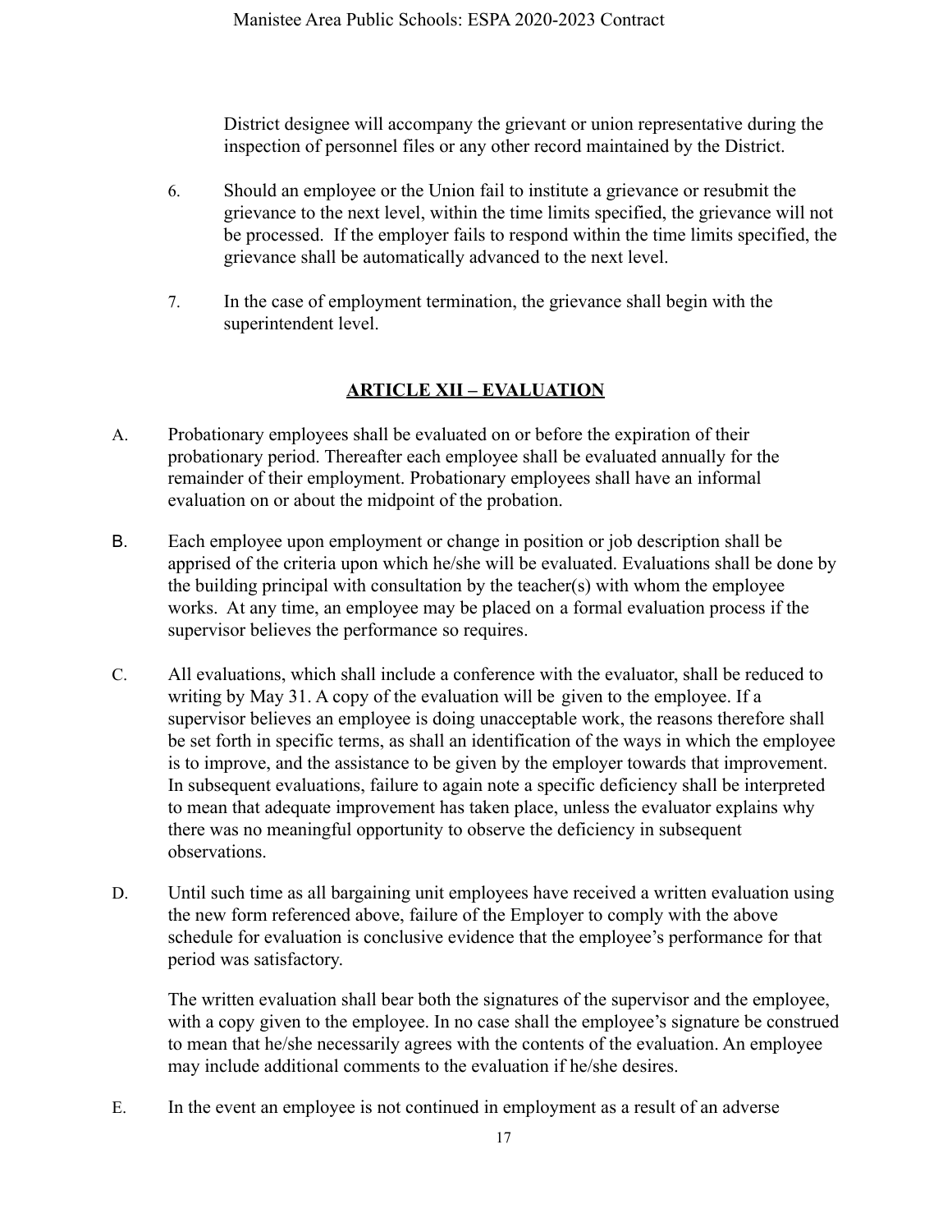District designee will accompany the grievant or union representative during the inspection of personnel files or any other record maintained by the District.

6. Should an employee or the Union fail to institute a grievance or resubmit the grievance to the next level, within the time limits specified, the grievance will not be processed. If the employer fails to respond within the time limits specified, the grievance shall be automatically advanced to the next level.

7. In the case of employment termination, the grievance shall begin with the superintendent level.

## ARTICLE XII – EVALUATION

A. Probationary employees shall be evaluated on or before the expiration of their probationary period. Thereafter each employee shall be evaluated annually for the remainder of their employment. Probationary employees shall have an informal evaluation on or about the midpoint of the probation.

B. Each employee upon employment or change in position or job description shall be apprised of the criteria upon which he/she will be evaluated. Evaluations shall be done by the building principal with consultation by the teacher(s) with whom the employee works. At any time, an employee may be placed on a formal evaluation process if the supervisor believes the performance so requires.

C. All evaluations, which shall include a conference with the evaluator, shall be reduced to writing by May 31. A copy of the evaluation will be given to the employee. If a supervisor believes an employee is doing unacceptable work, the reasons therefore shall be set forth in specific terms, as shall an identification of the ways in which the employee is to improve, and the assistance to be given by the employer towards that improvement. In subsequent evaluations, failure to again note a specific deficiency shall be interpreted to mean that adequate improvement has taken place, unless the evaluator explains why there was no meaningful opportunity to observe the deficiency in subsequent observations.

D. Until such time as all bargaining unit employees have received a written evaluation using the new form referenced above, failure of the Employer to comply with the above schedule for evaluation is conclusive evidence that the employee's performance for that period was satisfactory.

   The written evaluation shall bear both the signatures of the supervisor and the employee, with a copy given to the employee. In no case shall the employee's signature be construed to mean that he/she necessarily agrees with the contents of the evaluation. An employee may include additional comments to the evaluation if he/she desires.

E. In the event an employee is not continued in employment as a result of an adverse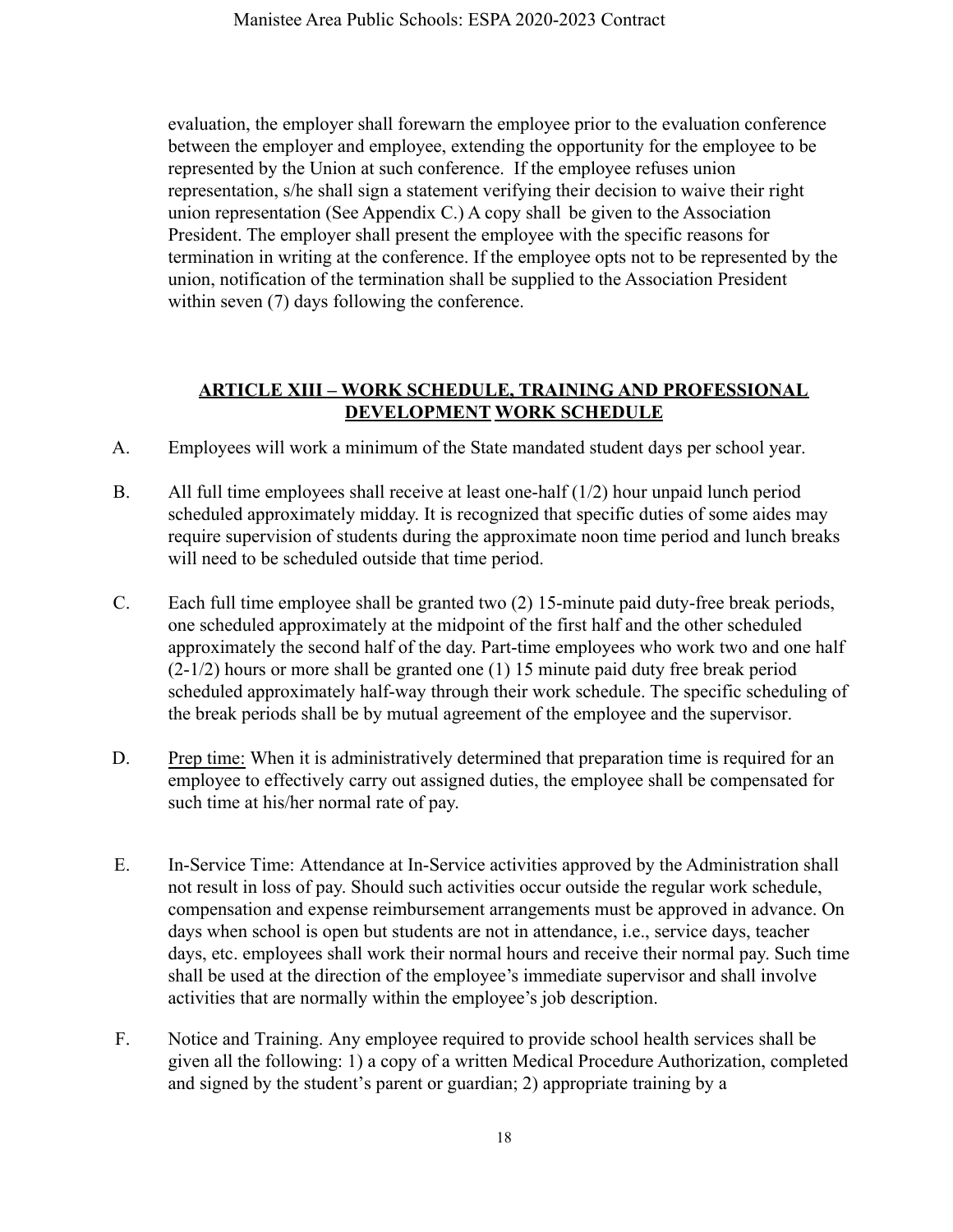evaluation, the employer shall forewarn the employee prior to the evaluation conference between the employer and employee, extending the opportunity for the employee to be represented by the Union at such conference. If the employee refuses union representation, s/he shall sign a statement verifying their decision to waive their right union representation (See Appendix C.) A copy shall be given to the Association President. The employer shall present the employee with the specific reasons for termination in writing at the conference. If the employee opts not to be represented by the union, notification of the termination shall be supplied to the Association President within seven (7) days following the conference.

## ARTICLE XIII – WORK SCHEDULE, TRAINING AND PROFESSIONAL DEVELOPMENT WORK SCHEDULE

A. Employees will work a minimum of the State mandated student days per school year.

B. All full time employees shall receive at least one-half (1/2) hour unpaid lunch period scheduled approximately midday. It is recognized that specific duties of some aides may require supervision of students during the approximate noon time period and lunch breaks will need to be scheduled outside that time period.

C. Each full time employee shall be granted two (2) 15-minute paid duty-free break periods, one scheduled approximately at the midpoint of the first half and the other scheduled approximately the second half of the day. Part-time employees who work two and one half (2-1/2) hours or more shall be granted one (1) 15 minute paid duty free break period scheduled approximately half-way through their work schedule. The specific scheduling of the break periods shall be by mutual agreement of the employee and the supervisor.

D. Prep time: When it is administratively determined that preparation time is required for an employee to effectively carry out assigned duties, the employee shall be compensated for such time at his/her normal rate of pay.

E. In-Service Time: Attendance at In-Service activities approved by the Administration shall not result in loss of pay. Should such activities occur outside the regular work schedule, compensation and expense reimbursement arrangements must be approved in advance. On days when school is open but students are not in attendance, i.e., service days, teacher days, etc. employees shall work their normal hours and receive their normal pay. Such time shall be used at the direction of the employee's immediate supervisor and shall involve activities that are normally within the employee's job description.

F. Notice and Training. Any employee required to provide school health services shall be given all the following: 1) a copy of a written Medical Procedure Authorization, completed and signed by the student's parent or guardian; 2) appropriate training by a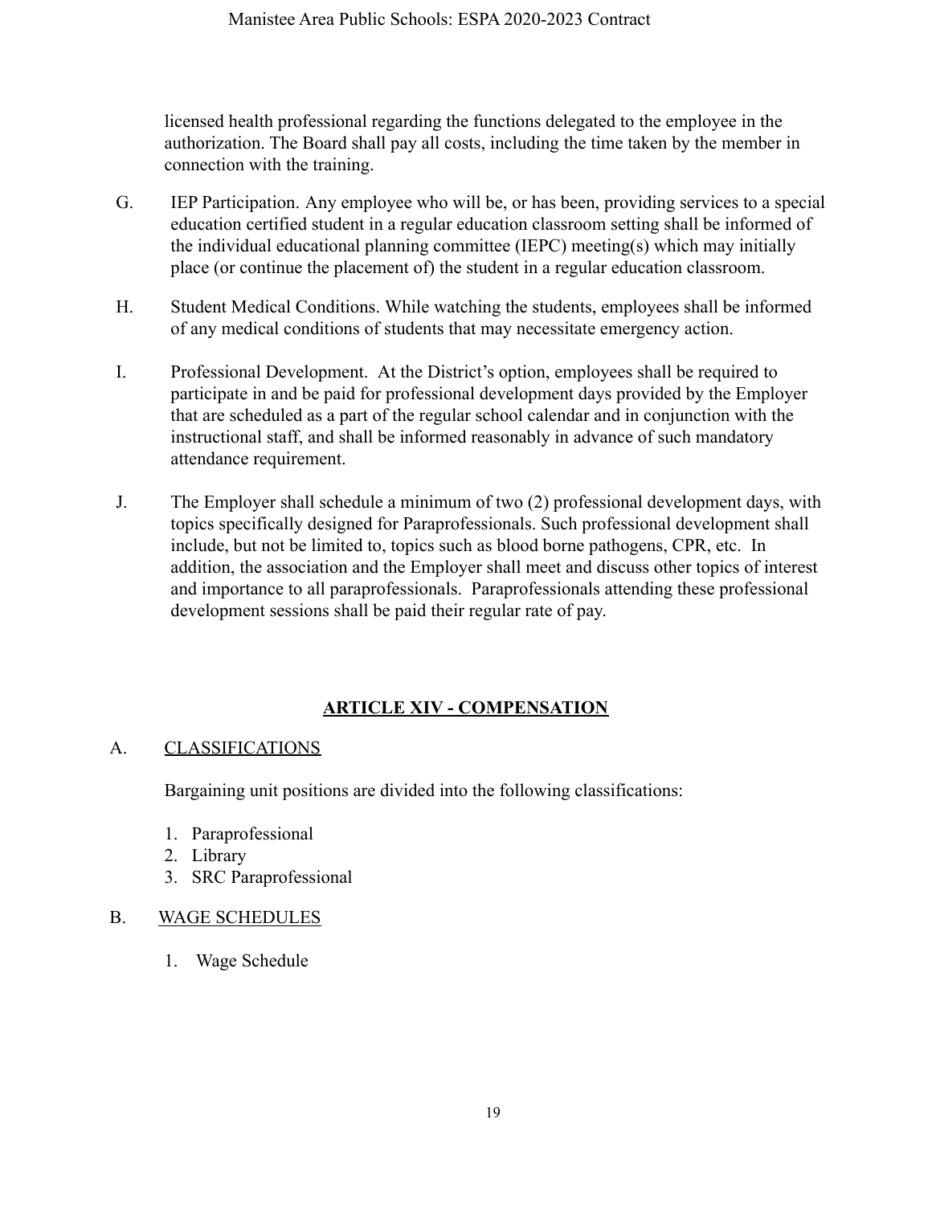licensed health professional regarding the functions delegated to the employee in the authorization. The Board shall pay all costs, including the time taken by the member in connection with the training.

G. IEP Participation. Any employee who will be, or has been, providing services to a special education certified student in a regular education classroom setting shall be informed of the individual educational planning committee (IEPC) meeting(s) which may initially place (or continue the placement of) the student in a regular education classroom.

H. Student Medical Conditions. While watching the students, employees shall be informed of any medical conditions of students that may necessitate emergency action.

I. Professional Development. At the District's option, employees shall be required to participate in and be paid for professional development days provided by the Employer that are scheduled as a part of the regular school calendar and in conjunction with the instructional staff, and shall be informed reasonably in advance of such mandatory attendance requirement.

J. The Employer shall schedule a minimum of two (2) professional development days, with topics specifically designed for Paraprofessionals. Such professional development shall include, but not be limited to, topics such as blood borne pathogens, CPR, etc. In addition, the association and the Employer shall meet and discuss other topics of interest and importance to all paraprofessionals. Paraprofessionals attending these professional development sessions shall be paid their regular rate of pay.

## ARTICLE XIV - COMPENSATION

A. CLASSIFICATIONS

Bargaining unit positions are divided into the following classifications:

1. Paraprofessional
2. Library
3. SRC Paraprofessional

B. WAGE SCHEDULES

1. Wage Schedule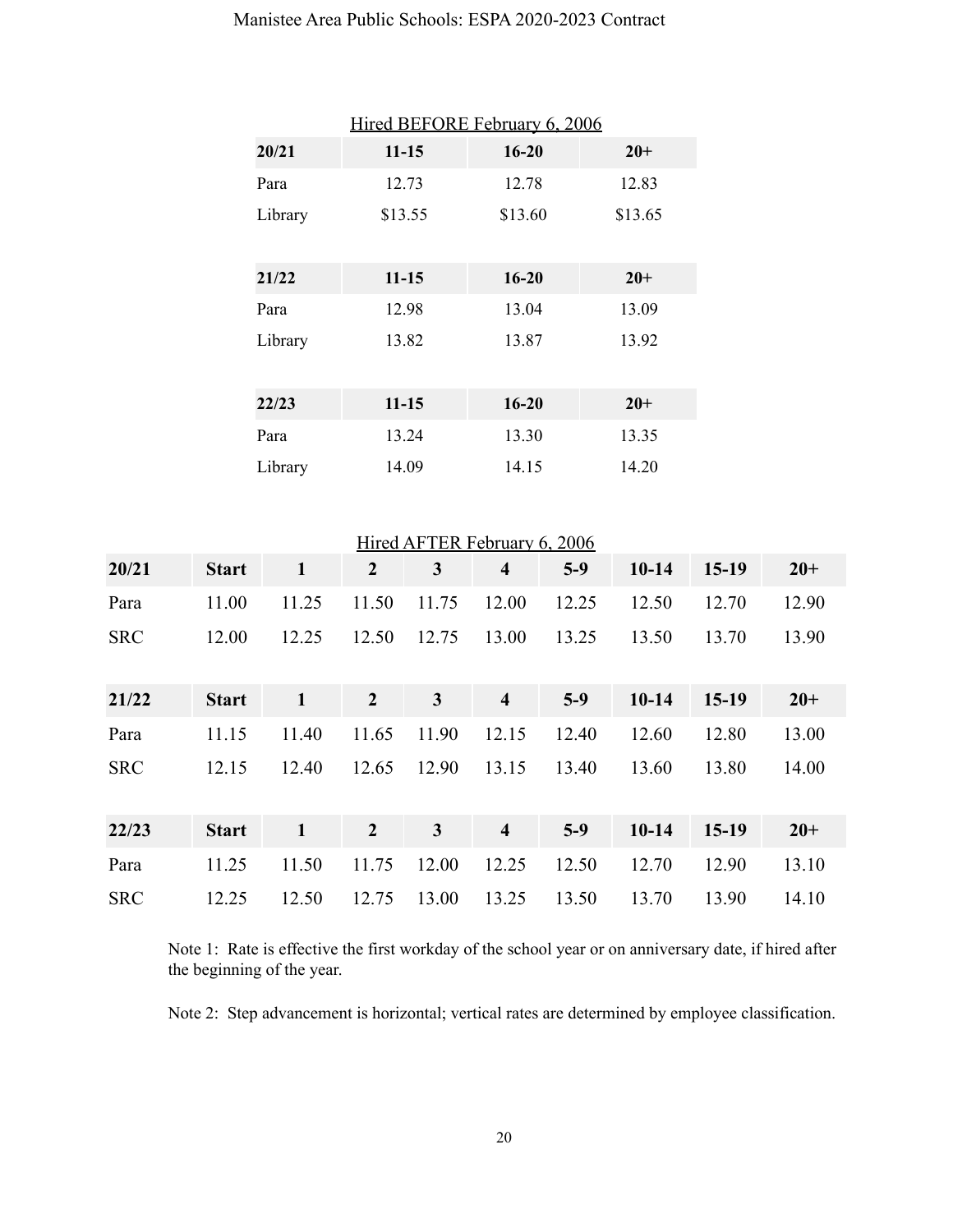Hired BEFORE February 6, 2006

| 20/21 | 11-15 | 16-20 | 20+ |
|---|---|---|---|
| Para | 12.73 | 12.78 | 12.83 |
| Library | $13.55 | $13.60 | $13.65 |

| 21/22 | 11-15 | 16-20 | 20+ |
|---|---|---|---|
| Para | 12.98 | 13.04 | 13.09 |
| Library | 13.82 | 13.87 | 13.92 |

| 22/23 | 11-15 | 16-20 | 20+ |
|---|---|---|---|
| Para | 13.24 | 13.30 | 13.35 |
| Library | 14.09 | 14.15 | 14.20 |

Hired AFTER February 6, 2006

| 20/21 | Start | 1 | 2 | 3 | 4 | 5-9 | 10-14 | 15-19 | 20+ |
|---|---|---|---|---|---|---|---|---|---|
| Para | 11.00 | 11.25 | 11.50 | 11.75 | 12.00 | 12.25 | 12.50 | 12.70 | 12.90 |
| SRC | 12.00 | 12.25 | 12.50 | 12.75 | 13.00 | 13.25 | 13.50 | 13.70 | 13.90 |

| 21/22 | Start | 1 | 2 | 3 | 4 | 5-9 | 10-14 | 15-19 | 20+ |
|---|---|---|---|---|---|---|---|---|---|
| Para | 11.15 | 11.40 | 11.65 | 11.90 | 12.15 | 12.40 | 12.60 | 12.80 | 13.00 |
| SRC | 12.15 | 12.40 | 12.65 | 12.90 | 13.15 | 13.40 | 13.60 | 13.80 | 14.00 |

| 22/23 | Start | 1 | 2 | 3 | 4 | 5-9 | 10-14 | 15-19 | 20+ |
|---|---|---|---|---|---|---|---|---|---|
| Para | 11.25 | 11.50 | 11.75 | 12.00 | 12.25 | 12.50 | 12.70 | 12.90 | 13.10 |
| SRC | 12.25 | 12.50 | 12.75 | 13.00 | 13.25 | 13.50 | 13.70 | 13.90 | 14.10 |

Note 1: Rate is effective the first workday of the school year or on anniversary date, if hired after the beginning of the year.

Note 2: Step advancement is horizontal; vertical rates are determined by employee classification.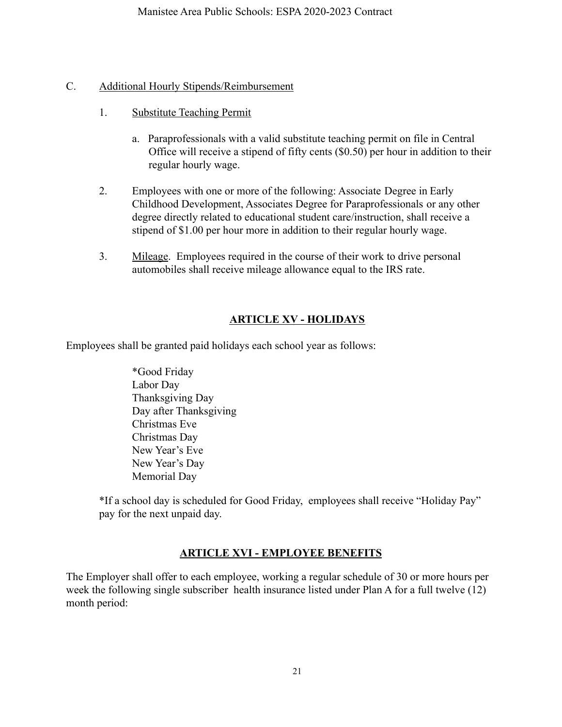C. Additional Hourly Stipends/Reimbursement

1. Substitute Teaching Permit

   a. Paraprofessionals with a valid substitute teaching permit on file in Central Office will receive a stipend of fifty cents ($0.50) per hour in addition to their regular hourly wage.

2. Employees with one or more of the following: Associate Degree in Early Childhood Development, Associates Degree for Paraprofessionals or any other degree directly related to educational student care/instruction, shall receive a stipend of $1.00 per hour more in addition to their regular hourly wage.

3. Mileage. Employees required in the course of their work to drive personal automobiles shall receive mileage allowance equal to the IRS rate.

## ARTICLE XV - HOLIDAYS

Employees shall be granted paid holidays each school year as follows:

*Good Friday
Labor Day
Thanksgiving Day
Day after Thanksgiving
Christmas Eve
Christmas Day
New Year's Eve
New Year's Day
Memorial Day

*If a school day is scheduled for Good Friday, employees shall receive "Holiday Pay" pay for the next unpaid day.

## ARTICLE XVI - EMPLOYEE BENEFITS

The Employer shall offer to each employee, working a regular schedule of 30 or more hours per week the following single subscriber health insurance listed under Plan A for a full twelve (12) month period: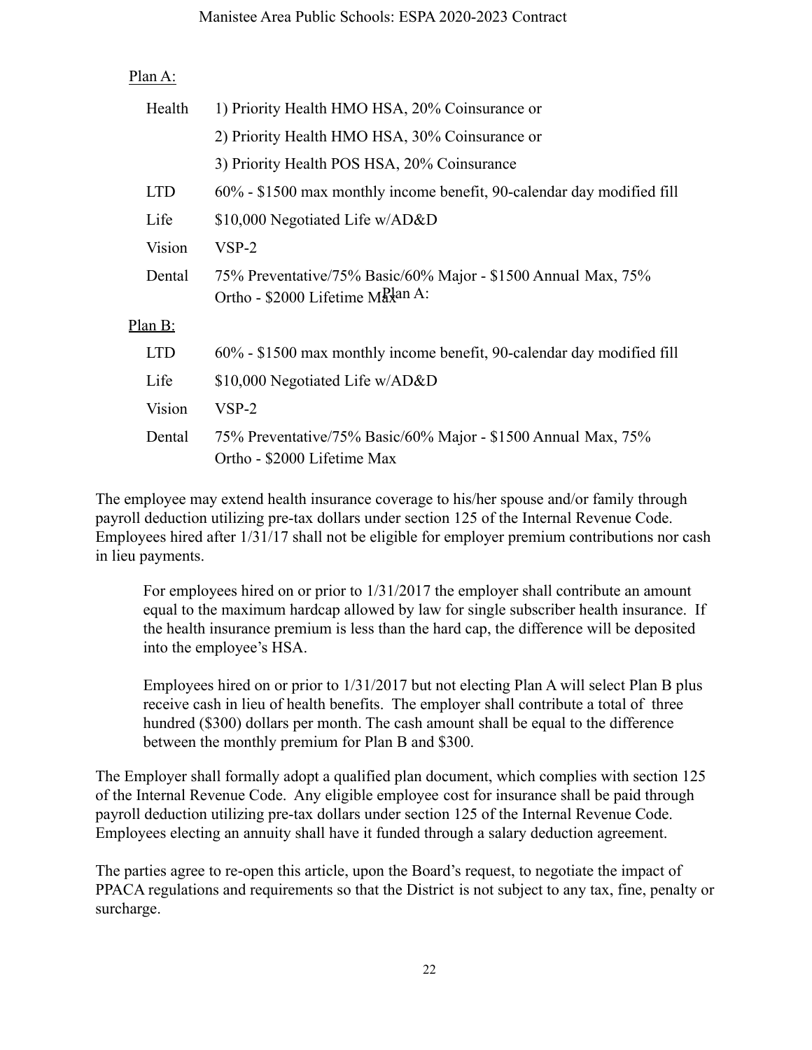Plan A:

| | |
|---|---|
| Health | 1) Priority Health HMO HSA, 20% Coinsurance or |
| | 2) Priority Health HMO HSA, 30% Coinsurance or |
| | 3) Priority Health POS HSA, 20% Coinsurance |
| LTD | 60% - $1500 max monthly income benefit, 90-calendar day modified fill |
| Life | $10,000 Negotiated Life w/AD&D |
| Vision | VSP-2 |
| Dental | 75% Preventative/75% Basic/60% Major - $1500 Annual Max, 75% Ortho - $2000 Lifetime Max |

Plan B:

| | |
|---|---|
| LTD | 60% - $1500 max monthly income benefit, 90-calendar day modified fill |
| Life | $10,000 Negotiated Life w/AD&D |
| Vision | VSP-2 |
| Dental | 75% Preventative/75% Basic/60% Major - $1500 Annual Max, 75% Ortho - $2000 Lifetime Max |

The employee may extend health insurance coverage to his/her spouse and/or family through payroll deduction utilizing pre-tax dollars under section 125 of the Internal Revenue Code. Employees hired after 1/31/17 shall not be eligible for employer premium contributions nor cash in lieu payments.

> For employees hired on or prior to 1/31/2017 the employer shall contribute an amount equal to the maximum hardcap allowed by law for single subscriber health insurance. If the health insurance premium is less than the hard cap, the difference will be deposited into the employee's HSA.
>
> Employees hired on or prior to 1/31/2017 but not electing Plan A will select Plan B plus receive cash in lieu of health benefits. The employer shall contribute a total of three hundred ($300) dollars per month. The cash amount shall be equal to the difference between the monthly premium for Plan B and $300.

The Employer shall formally adopt a qualified plan document, which complies with section 125 of the Internal Revenue Code. Any eligible employee cost for insurance shall be paid through payroll deduction utilizing pre-tax dollars under section 125 of the Internal Revenue Code. Employees electing an annuity shall have it funded through a salary deduction agreement.

The parties agree to re-open this article, upon the Board's request, to negotiate the impact of PPACA regulations and requirements so that the District is not subject to any tax, fine, penalty or surcharge.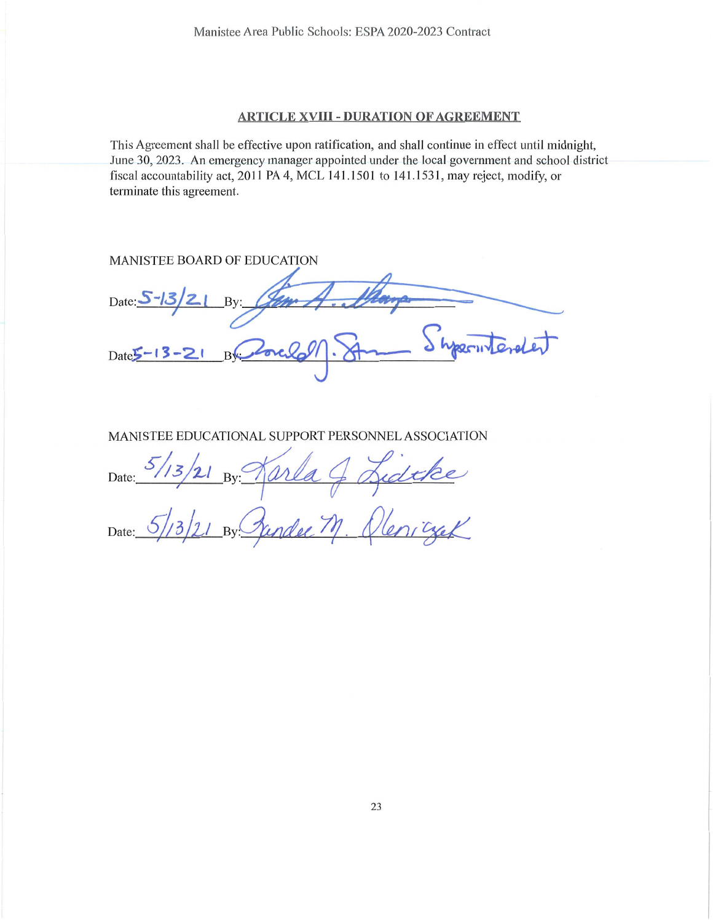## ARTICLE XVIII - DURATION OF AGREEMENT

This Agreement shall be effective upon ratification, and shall continue in effect until midnight, June 30, 2023. An emergency manager appointed under the local government and school district fiscal accountability act, 2011 PA 4, MCL 141.1501 to 141.1531, may reject, modify, or terminate this agreement.

MANISTEE BOARD OF EDUCATION

Date: 5-13/21 By: _______________

Date: 5-13-21 By: _______________ Superintendent

MANISTEE EDUCATIONAL SUPPORT PERSONNEL ASSOCIATION

Date: 5/13/21 By: Karla J Lidtke

Date: 5/13/21 By: _______________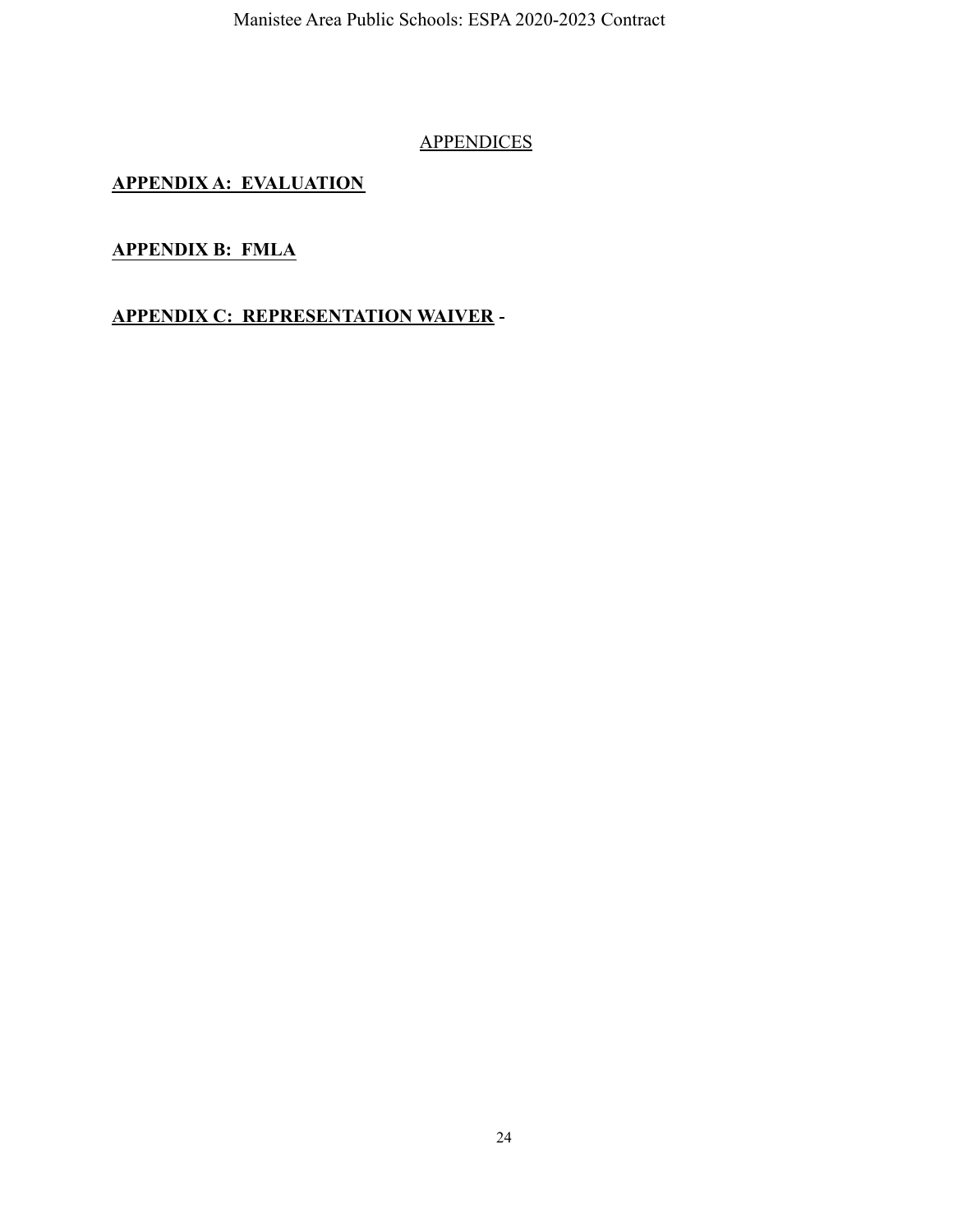# APPENDICES

**APPENDIX A: EVALUATION**

**APPENDIX B: FMLA**

**APPENDIX C: REPRESENTATION WAIVER** -